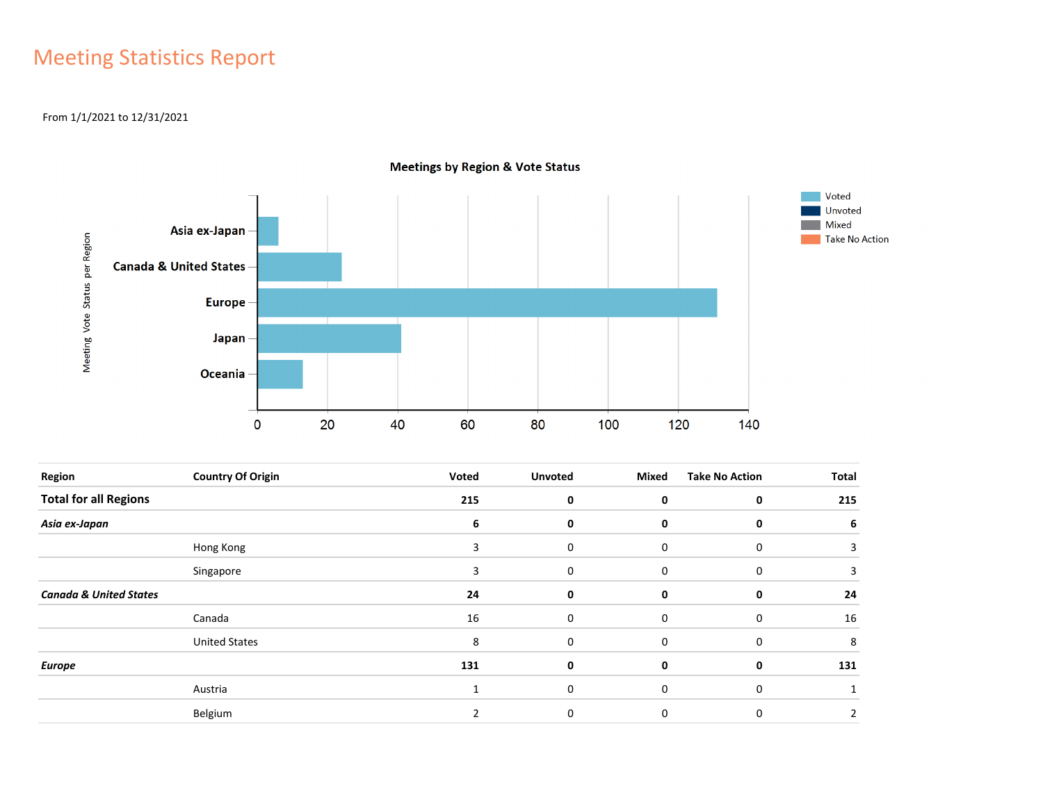# Meeting Statistics Report

From 1/1/2021 to 12/31/2021

**Meetings by Region & Vote Status**

| Region | Country Of Origin | Voted | Unvoted | Mixed | Take No Action | Total |
|---|---|---|---|---|---|---|
| **Total for all Regions** | | **215** | **0** | **0** | **0** | **215** |
| ***Asia ex-Japan*** | | **6** | **0** | **0** | **0** | **6** |
| | Hong Kong | 3 | 0 | 0 | 0 | 3 |
| | Singapore | 3 | 0 | 0 | 0 | 3 |
| ***Canada & United States*** | | **24** | **0** | **0** | **0** | **24** |
| | Canada | 16 | 0 | 0 | 0 | 16 |
| | United States | 8 | 0 | 0 | 0 | 8 |
| ***Europe*** | | **131** | **0** | **0** | **0** | **131** |
| | Austria | 1 | 0 | 0 | 0 | 1 |
| | Belgium | 2 | 0 | 0 | 0 | 2 |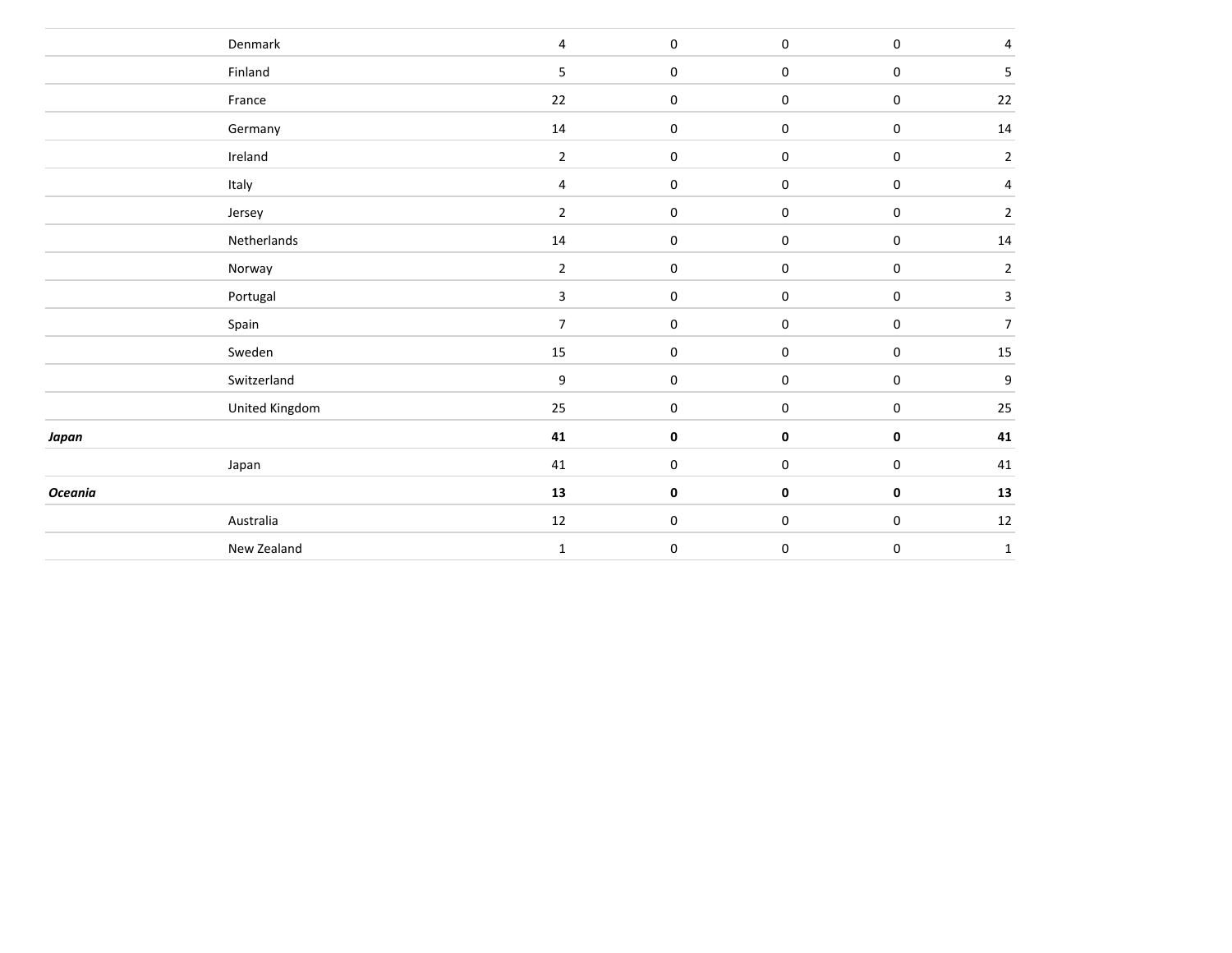| | | | | | | |
|---|---|---|---|---|---|---|
| | Denmark | 4 | 0 | 0 | 0 | 4 |
| | Finland | 5 | 0 | 0 | 0 | 5 |
| | France | 22 | 0 | 0 | 0 | 22 |
| | Germany | 14 | 0 | 0 | 0 | 14 |
| | Ireland | 2 | 0 | 0 | 0 | 2 |
| | Italy | 4 | 0 | 0 | 0 | 4 |
| | Jersey | 2 | 0 | 0 | 0 | 2 |
| | Netherlands | 14 | 0 | 0 | 0 | 14 |
| | Norway | 2 | 0 | 0 | 0 | 2 |
| | Portugal | 3 | 0 | 0 | 0 | 3 |
| | Spain | 7 | 0 | 0 | 0 | 7 |
| | Sweden | 15 | 0 | 0 | 0 | 15 |
| | Switzerland | 9 | 0 | 0 | 0 | 9 |
| | United Kingdom | 25 | 0 | 0 | 0 | 25 |
| ***Japan*** | | **41** | **0** | **0** | **0** | **41** |
| | Japan | 41 | 0 | 0 | 0 | 41 |
| ***Oceania*** | | **13** | **0** | **0** | **0** | **13** |
| | Australia | 12 | 0 | 0 | 0 | 12 |
| | New Zealand | 1 | 0 | 0 | 0 | 1 |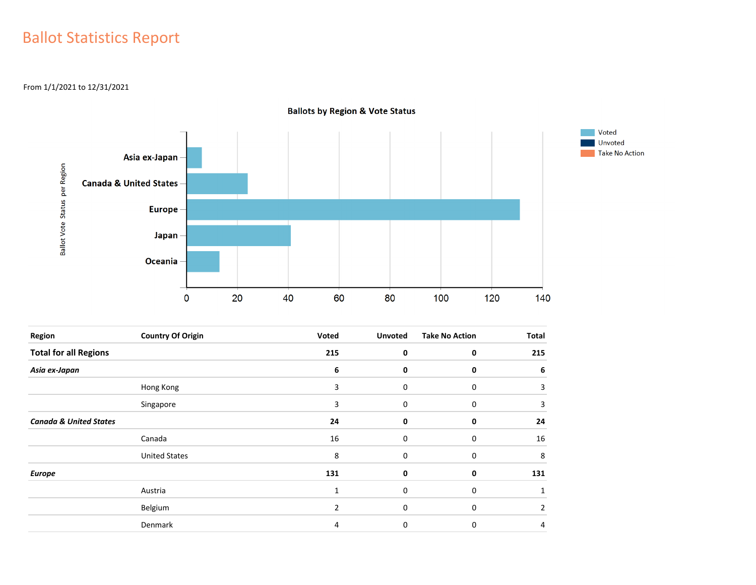# Ballot Statistics Report

From 1/1/2021 to 12/31/2021

**Ballots by Region & Vote Status**

| Region | Country Of Origin | Voted | Unvoted | Take No Action | Total |
|---|---|---|---|---|---|
| **Total for all Regions** | | **215** | **0** | **0** | **215** |
| ***Asia ex-Japan*** | | **6** | **0** | **0** | **6** |
| | Hong Kong | 3 | 0 | 0 | 3 |
| | Singapore | 3 | 0 | 0 | 3 |
| ***Canada & United States*** | | **24** | **0** | **0** | **24** |
| | Canada | 16 | 0 | 0 | 16 |
| | United States | 8 | 0 | 0 | 8 |
| ***Europe*** | | **131** | **0** | **0** | **131** |
| | Austria | 1 | 0 | 0 | 1 |
| | Belgium | 2 | 0 | 0 | 2 |
| | Denmark | 4 | 0 | 0 | 4 |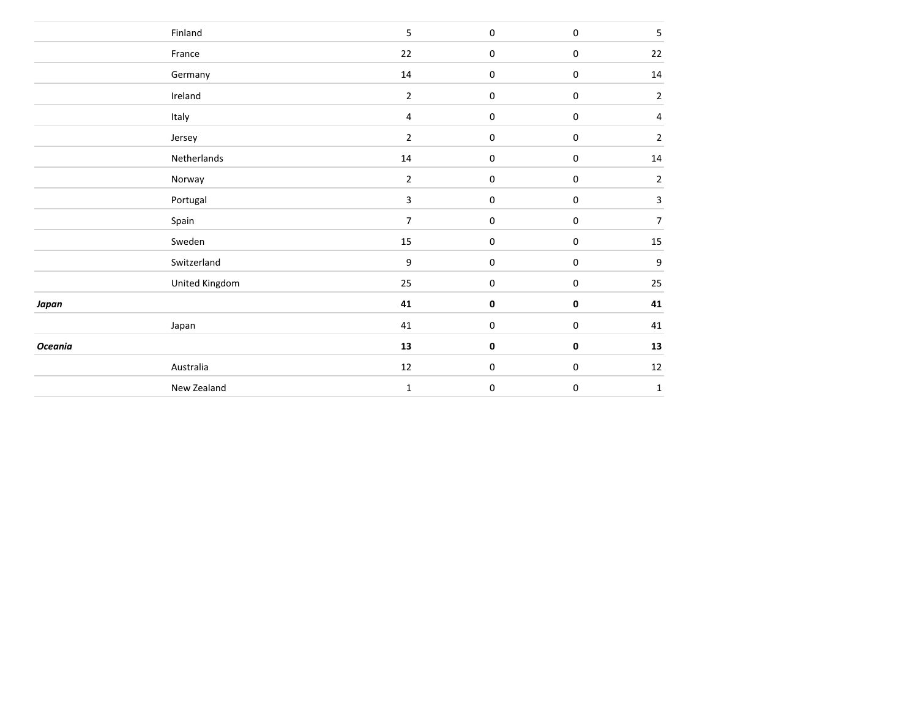| | | | | | |
|---|---|---|---|---|---|
| | Finland | 5 | 0 | 0 | 5 |
| | France | 22 | 0 | 0 | 22 |
| | Germany | 14 | 0 | 0 | 14 |
| | Ireland | 2 | 0 | 0 | 2 |
| | Italy | 4 | 0 | 0 | 4 |
| | Jersey | 2 | 0 | 0 | 2 |
| | Netherlands | 14 | 0 | 0 | 14 |
| | Norway | 2 | 0 | 0 | 2 |
| | Portugal | 3 | 0 | 0 | 3 |
| | Spain | 7 | 0 | 0 | 7 |
| | Sweden | 15 | 0 | 0 | 15 |
| | Switzerland | 9 | 0 | 0 | 9 |
| | United Kingdom | 25 | 0 | 0 | 25 |
| ***Japan*** | | **41** | **0** | **0** | **41** |
| | Japan | 41 | 0 | 0 | 41 |
| ***Oceania*** | | **13** | **0** | **0** | **13** |
| | Australia | 12 | 0 | 0 | 12 |
| | New Zealand | 1 | 0 | 0 | 1 |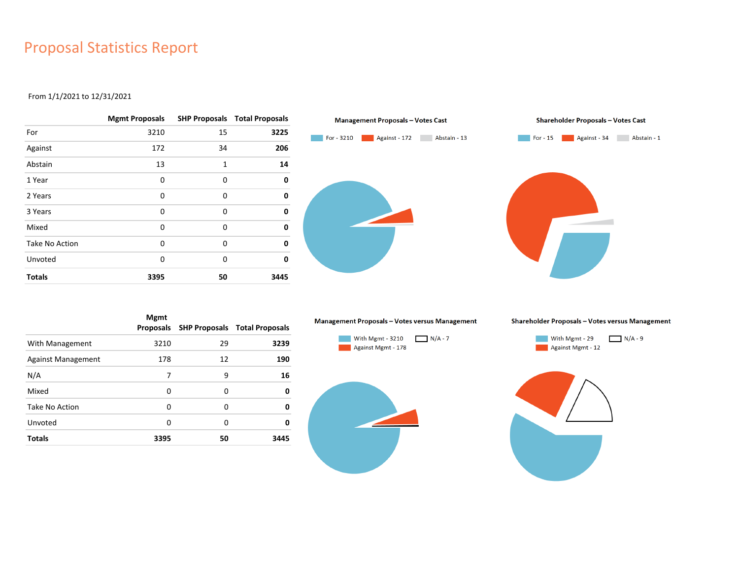# Proposal Statistics Report

From 1/1/2021 to 12/31/2021

| | Mgmt Proposals | SHP Proposals | Total Proposals |
|---|---|---|---|
| For | 3210 | 15 | **3225** |
| Against | 172 | 34 | **206** |
| Abstain | 13 | 1 | **14** |
| 1 Year | 0 | 0 | **0** |
| 2 Years | 0 | 0 | **0** |
| 3 Years | 0 | 0 | **0** |
| Mixed | 0 | 0 | **0** |
| Take No Action | 0 | 0 | **0** |
| Unvoted | 0 | 0 | **0** |
| **Totals** | **3395** | **50** | **3445** |

**Management Proposals – Votes Cast**

For - 3210 | Against - 172 | Abstain - 13

**Shareholder Proposals – Votes Cast**

For - 15 | Against - 34 | Abstain - 1

| | Mgmt Proposals | SHP Proposals | Total Proposals |
|---|---|---|---|
| With Management | 3210 | 29 | **3239** |
| Against Management | 178 | 12 | **190** |
| N/A | 7 | 9 | **16** |
| Mixed | 0 | 0 | **0** |
| Take No Action | 0 | 0 | **0** |
| Unvoted | 0 | 0 | **0** |
| **Totals** | **3395** | **50** | **3445** |

**Management Proposals – Votes versus Management**

With Mgmt - 3210 | N/A - 7 | Against Mgmt - 178

**Shareholder Proposals – Votes versus Management**

With Mgmt - 29 | N/A - 9 | Against Mgmt - 12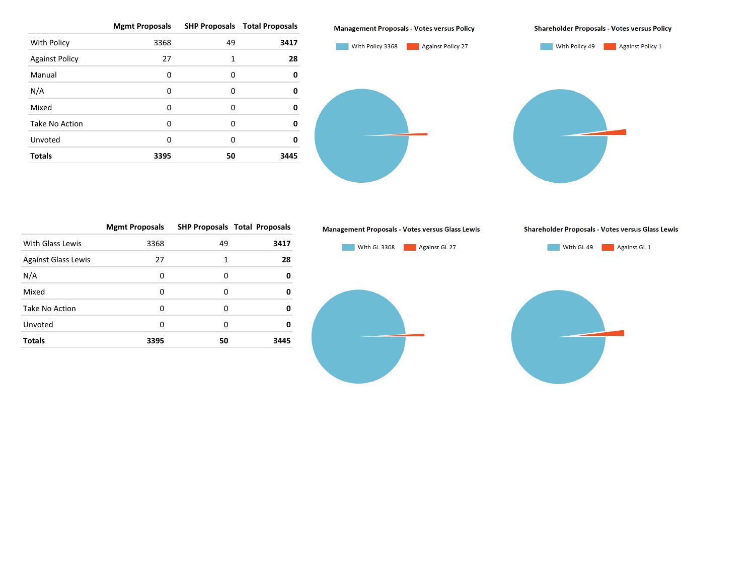| | Mgmt Proposals | SHP Proposals | Total Proposals |
|---|---|---|---|
| With Policy | 3368 | 49 | **3417** |
| Against Policy | 27 | 1 | **28** |
| Manual | 0 | 0 | **0** |
| N/A | 0 | 0 | **0** |
| Mixed | 0 | 0 | **0** |
| Take No Action | 0 | 0 | **0** |
| Unvoted | 0 | 0 | **0** |
| **Totals** | **3395** | **50** | **3445** |

**Management Proposals - Votes versus Policy**

With Policy 3368 | Against Policy 27

**Shareholder Proposals - Votes versus Policy**

With Policy 49 | Against Policy 1

| | Mgmt Proposals | SHP Proposals | Total Proposals |
|---|---|---|---|
| With Glass Lewis | 3368 | 49 | **3417** |
| Against Glass Lewis | 27 | 1 | **28** |
| N/A | 0 | 0 | **0** |
| Mixed | 0 | 0 | **0** |
| Take No Action | 0 | 0 | **0** |
| Unvoted | 0 | 0 | **0** |
| **Totals** | **3395** | **50** | **3445** |

**Management Proposals - Votes versus Glass Lewis**

With GL 3368 | Against GL 27

**Shareholder Proposals - Votes versus Glass Lewis**

With GL 49 | Against GL 1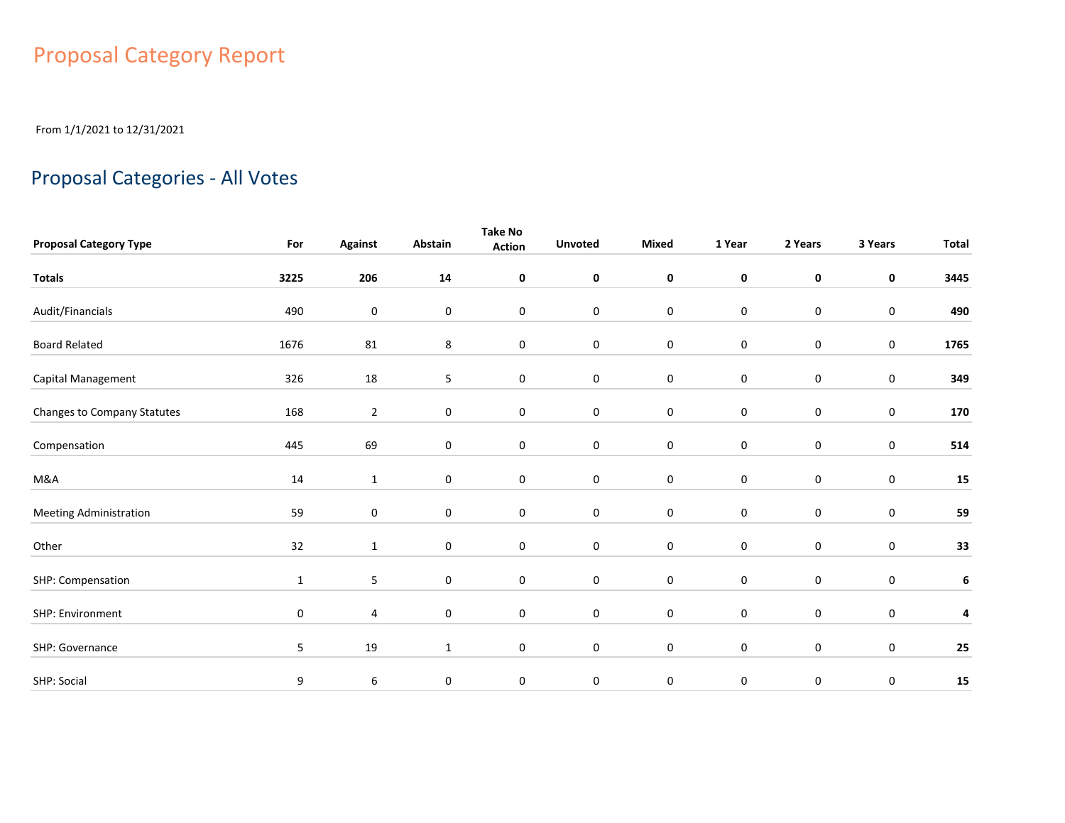# Proposal Category Report

From 1/1/2021 to 12/31/2021

## Proposal Categories - All Votes

| Proposal Category Type | For | Against | Abstain | Take No Action | Unvoted | Mixed | 1 Year | 2 Years | 3 Years | Total |
|---|---|---|---|---|---|---|---|---|---|---|
| **Totals** | **3225** | **206** | **14** | **0** | **0** | **0** | **0** | **0** | **0** | **3445** |
| Audit/Financials | 490 | 0 | 0 | 0 | 0 | 0 | 0 | 0 | 0 | **490** |
| Board Related | 1676 | 81 | 8 | 0 | 0 | 0 | 0 | 0 | 0 | **1765** |
| Capital Management | 326 | 18 | 5 | 0 | 0 | 0 | 0 | 0 | 0 | **349** |
| Changes to Company Statutes | 168 | 2 | 0 | 0 | 0 | 0 | 0 | 0 | 0 | **170** |
| Compensation | 445 | 69 | 0 | 0 | 0 | 0 | 0 | 0 | 0 | **514** |
| M&A | 14 | 1 | 0 | 0 | 0 | 0 | 0 | 0 | 0 | **15** |
| Meeting Administration | 59 | 0 | 0 | 0 | 0 | 0 | 0 | 0 | 0 | **59** |
| Other | 32 | 1 | 0 | 0 | 0 | 0 | 0 | 0 | 0 | **33** |
| SHP: Compensation | 1 | 5 | 0 | 0 | 0 | 0 | 0 | 0 | 0 | **6** |
| SHP: Environment | 0 | 4 | 0 | 0 | 0 | 0 | 0 | 0 | 0 | **4** |
| SHP: Governance | 5 | 19 | 1 | 0 | 0 | 0 | 0 | 0 | 0 | **25** |
| SHP: Social | 9 | 6 | 0 | 0 | 0 | 0 | 0 | 0 | 0 | **15** |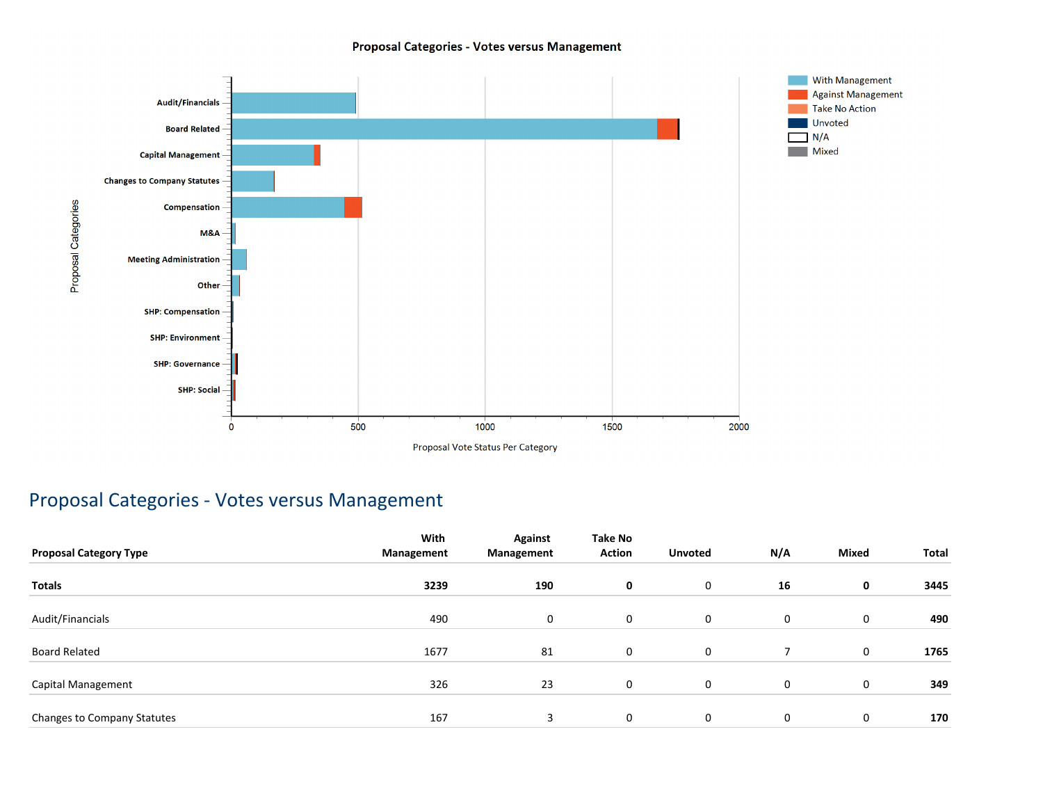Proposal Categories - Votes versus Management

| Proposal Categories | |
|---|---|
| Audit/Financials | |
| Board Related | |
| Capital Management | |
| Changes to Company Statutes | |
| Compensation | |
| M&A | |
| Meeting Administration | |
| Other | |
| SHP: Compensation | |
| SHP: Environment | |
| SHP: Governance | |
| SHP: Social | |

Proposal Vote Status Per Category

0 500 1000 1500 2000

With Management
Against Management
Take No Action
Unvoted
N/A
Mixed

## Proposal Categories - Votes versus Management

| Proposal Category Type | With Management | Against Management | Take No Action | Unvoted | N/A | Mixed | Total |
|---|---|---|---|---|---|---|---|
| **Totals** | **3239** | **190** | **0** | 0 | **16** | **0** | **3445** |
| Audit/Financials | 490 | 0 | 0 | 0 | 0 | 0 | **490** |
| Board Related | 1677 | 81 | 0 | 0 | 7 | 0 | **1765** |
| Capital Management | 326 | 23 | 0 | 0 | 0 | 0 | **349** |
| Changes to Company Statutes | 167 | 3 | 0 | 0 | 0 | 0 | **170** |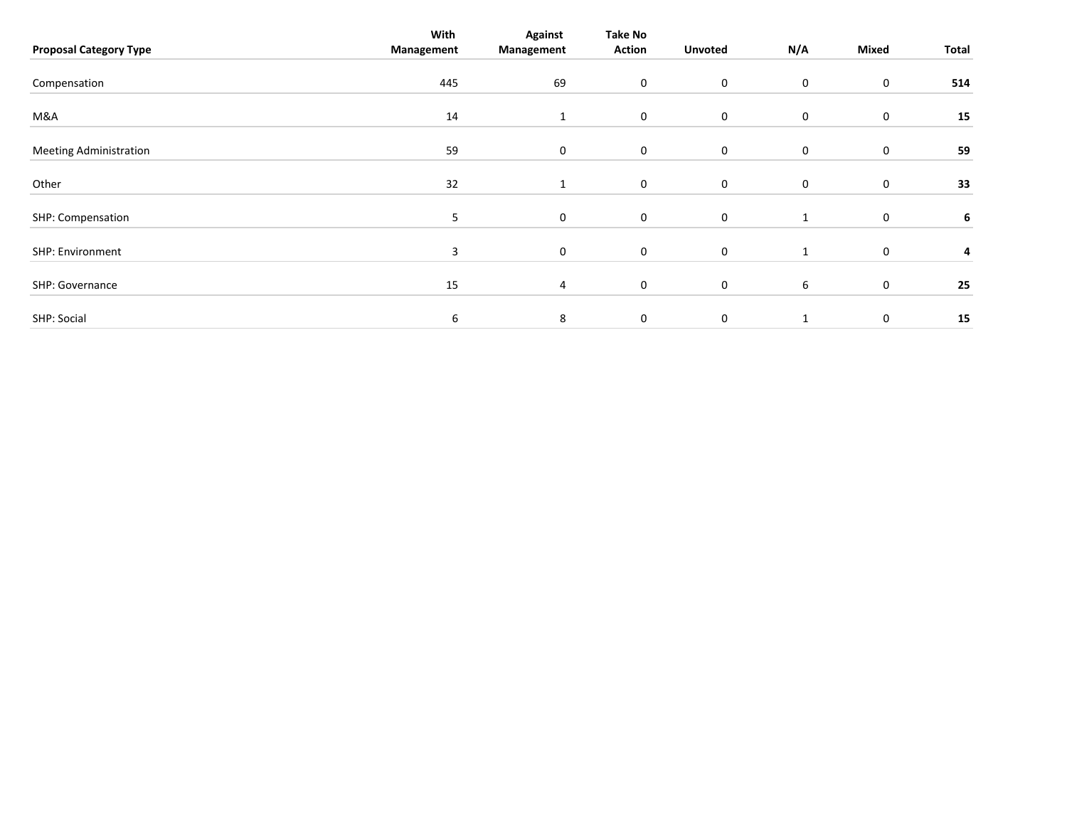| Proposal Category Type | With Management | Against Management | Take No Action | Unvoted | N/A | Mixed | Total |
|---|---|---|---|---|---|---|---|
| Compensation | 445 | 69 | 0 | 0 | 0 | 0 | **514** |
| M&A | 14 | 1 | 0 | 0 | 0 | 0 | **15** |
| Meeting Administration | 59 | 0 | 0 | 0 | 0 | 0 | **59** |
| Other | 32 | 1 | 0 | 0 | 0 | 0 | **33** |
| SHP: Compensation | 5 | 0 | 0 | 0 | 1 | 0 | **6** |
| SHP: Environment | 3 | 0 | 0 | 0 | 1 | 0 | **4** |
| SHP: Governance | 15 | 4 | 0 | 0 | 6 | 0 | **25** |
| SHP: Social | 6 | 8 | 0 | 0 | 1 | 0 | **15** |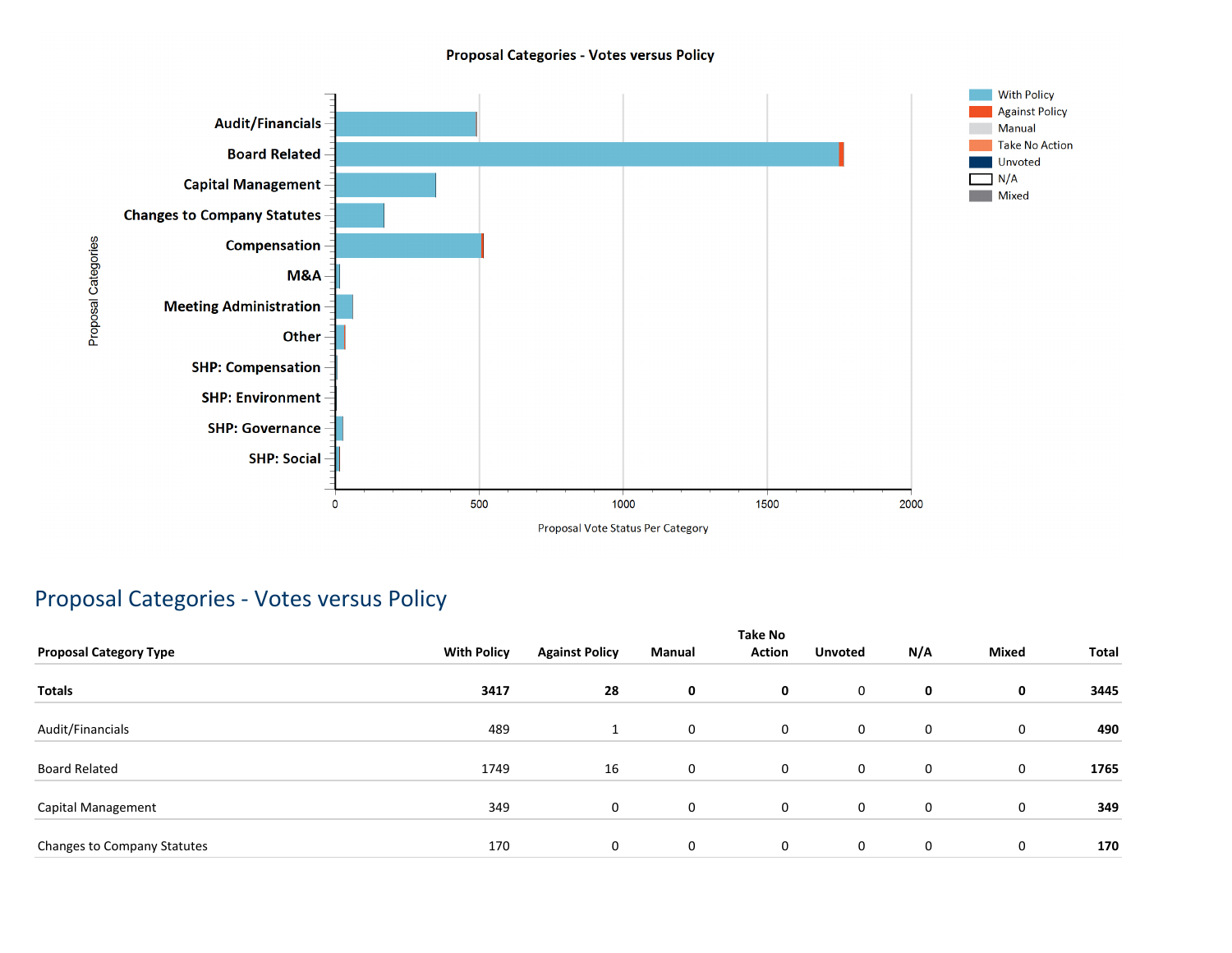Proposal Categories - Votes versus Policy

| | With Policy | Against Policy | Manual | Take No Action | Unvoted | N/A | Mixed |
|---|---|---|---|---|---|---|---|
| Audit/Financials | | | | | | | |
| Board Related | | | | | | | |
| Capital Management | | | | | | | |
| Changes to Company Statutes | | | | | | | |
| Compensation | | | | | | | |
| M&A | | | | | | | |
| Meeting Administration | | | | | | | |
| Other | | | | | | | |
| SHP: Compensation | | | | | | | |
| SHP: Environment | | | | | | | |
| SHP: Governance | | | | | | | |
| SHP: Social | | | | | | | |

Proposal Categories

0 500 1000 1500 2000

Proposal Vote Status Per Category

## Proposal Categories - Votes versus Policy

| Proposal Category Type | With Policy | Against Policy | Manual | Take No Action | Unvoted | N/A | Mixed | Total |
|---|---|---|---|---|---|---|---|---|
| **Totals** | **3417** | **28** | **0** | **0** | 0 | **0** | **0** | **3445** |
| Audit/Financials | 489 | 1 | 0 | 0 | 0 | 0 | 0 | **490** |
| Board Related | 1749 | 16 | 0 | 0 | 0 | 0 | 0 | **1765** |
| Capital Management | 349 | 0 | 0 | 0 | 0 | 0 | 0 | **349** |
| Changes to Company Statutes | 170 | 0 | 0 | 0 | 0 | 0 | 0 | **170** |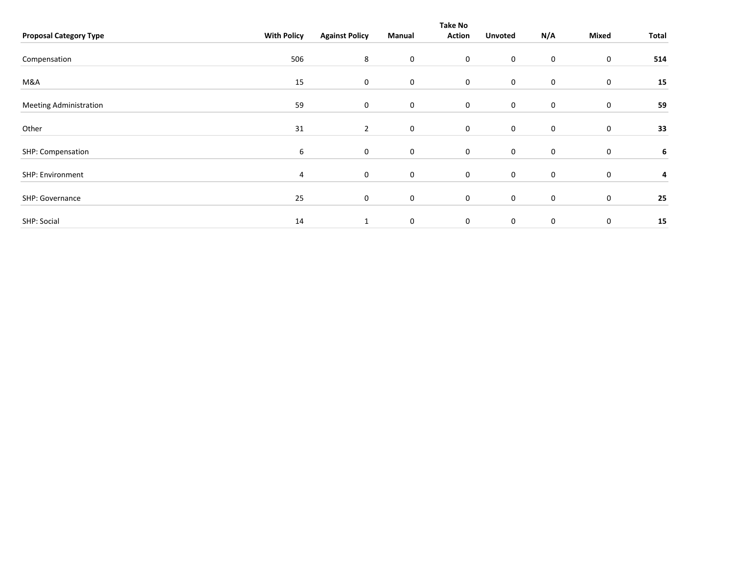| Proposal Category Type | With Policy | Against Policy | Manual | Take No Action | Unvoted | N/A | Mixed | Total |
|---|---|---|---|---|---|---|---|---|
| Compensation | 506 | 8 | 0 | 0 | 0 | 0 | 0 | **514** |
| M&A | 15 | 0 | 0 | 0 | 0 | 0 | 0 | **15** |
| Meeting Administration | 59 | 0 | 0 | 0 | 0 | 0 | 0 | **59** |
| Other | 31 | 2 | 0 | 0 | 0 | 0 | 0 | **33** |
| SHP: Compensation | 6 | 0 | 0 | 0 | 0 | 0 | 0 | **6** |
| SHP: Environment | 4 | 0 | 0 | 0 | 0 | 0 | 0 | **4** |
| SHP: Governance | 25 | 0 | 0 | 0 | 0 | 0 | 0 | **25** |
| SHP: Social | 14 | 1 | 0 | 0 | 0 | 0 | 0 | **15** |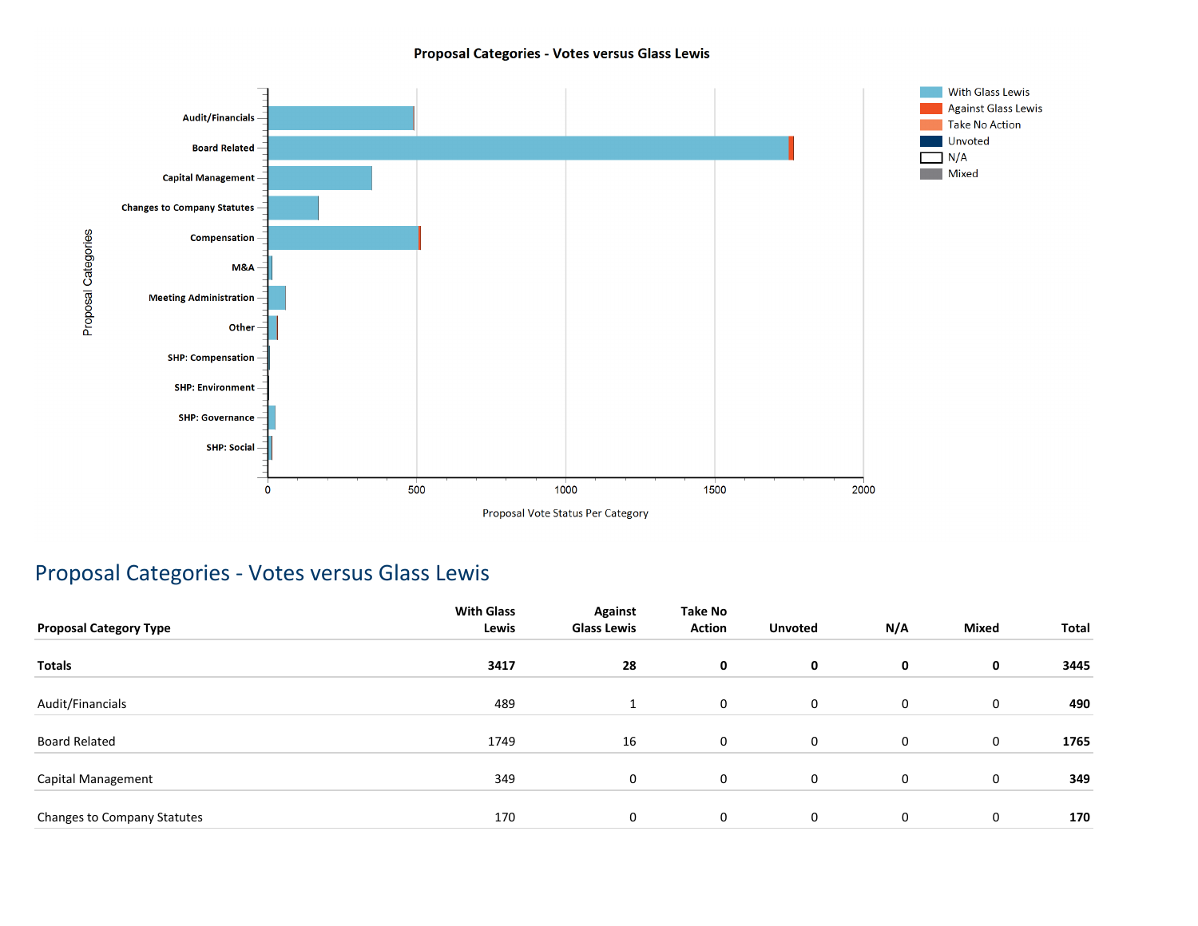## Proposal Categories - Votes versus Glass Lewis

| Proposal Category Type | With Glass Lewis | Against Glass Lewis | Take No Action | Unvoted | N/A | Mixed | Total |
|---|---|---|---|---|---|---|---|
| **Totals** | **3417** | **28** | **0** | **0** | **0** | **0** | **3445** |
| Audit/Financials | 489 | 1 | 0 | 0 | 0 | 0 | **490** |
| Board Related | 1749 | 16 | 0 | 0 | 0 | 0 | **1765** |
| Capital Management | 349 | 0 | 0 | 0 | 0 | 0 | **349** |
| Changes to Company Statutes | 170 | 0 | 0 | 0 | 0 | 0 | **170** |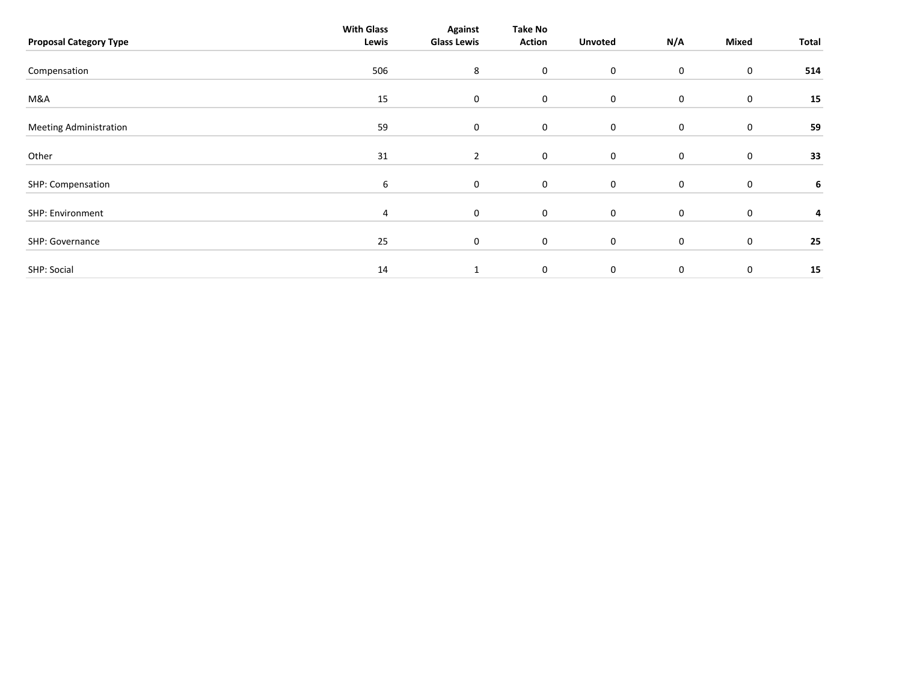| Proposal Category Type | With Glass Lewis | Against Glass Lewis | Take No Action | Unvoted | N/A | Mixed | Total |
|---|---|---|---|---|---|---|---|
| Compensation | 506 | 8 | 0 | 0 | 0 | 0 | **514** |
| M&A | 15 | 0 | 0 | 0 | 0 | 0 | **15** |
| Meeting Administration | 59 | 0 | 0 | 0 | 0 | 0 | **59** |
| Other | 31 | 2 | 0 | 0 | 0 | 0 | **33** |
| SHP: Compensation | 6 | 0 | 0 | 0 | 0 | 0 | **6** |
| SHP: Environment | 4 | 0 | 0 | 0 | 0 | 0 | **4** |
| SHP: Governance | 25 | 0 | 0 | 0 | 0 | 0 | **25** |
| SHP: Social | 14 | 1 | 0 | 0 | 0 | 0 | **15** |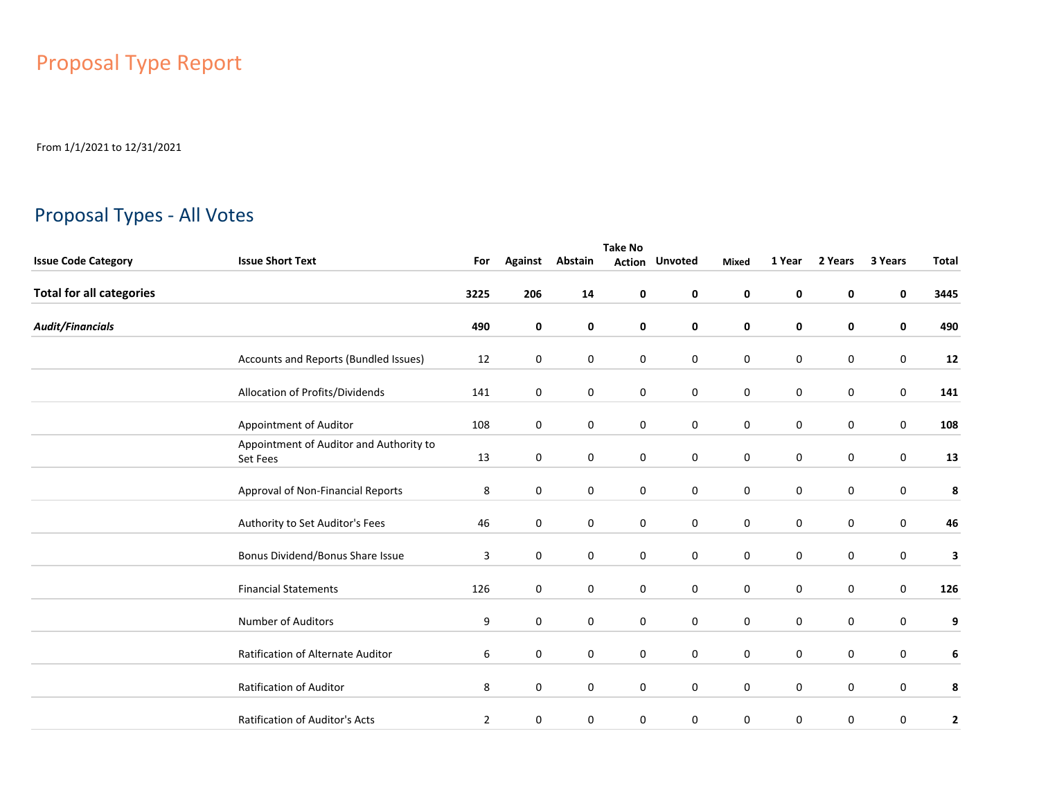# Proposal Type Report

From 1/1/2021 to 12/31/2021

## Proposal Types - All Votes

| Issue Code Category | Issue Short Text | For | Against | Abstain | Take No Action | Unvoted | Mixed | 1 Year | 2 Years | 3 Years | Total |
|---|---|---|---|---|---|---|---|---|---|---|---|
| **Total for all categories** | | **3225** | **206** | **14** | **0** | **0** | **0** | **0** | **0** | **0** | **3445** |
| ***Audit/Financials*** | | **490** | **0** | **0** | **0** | **0** | **0** | **0** | **0** | **0** | **490** |
| | Accounts and Reports (Bundled Issues) | 12 | 0 | 0 | 0 | 0 | 0 | 0 | 0 | 0 | **12** |
| | Allocation of Profits/Dividends | 141 | 0 | 0 | 0 | 0 | 0 | 0 | 0 | 0 | **141** |
| | Appointment of Auditor | 108 | 0 | 0 | 0 | 0 | 0 | 0 | 0 | 0 | **108** |
| | Appointment of Auditor and Authority to Set Fees | 13 | 0 | 0 | 0 | 0 | 0 | 0 | 0 | 0 | **13** |
| | Approval of Non-Financial Reports | 8 | 0 | 0 | 0 | 0 | 0 | 0 | 0 | 0 | **8** |
| | Authority to Set Auditor's Fees | 46 | 0 | 0 | 0 | 0 | 0 | 0 | 0 | 0 | **46** |
| | Bonus Dividend/Bonus Share Issue | 3 | 0 | 0 | 0 | 0 | 0 | 0 | 0 | 0 | **3** |
| | Financial Statements | 126 | 0 | 0 | 0 | 0 | 0 | 0 | 0 | 0 | **126** |
| | Number of Auditors | 9 | 0 | 0 | 0 | 0 | 0 | 0 | 0 | 0 | **9** |
| | Ratification of Alternate Auditor | 6 | 0 | 0 | 0 | 0 | 0 | 0 | 0 | 0 | **6** |
| | Ratification of Auditor | 8 | 0 | 0 | 0 | 0 | 0 | 0 | 0 | 0 | **8** |
| | Ratification of Auditor's Acts | 2 | 0 | 0 | 0 | 0 | 0 | 0 | 0 | 0 | **2** |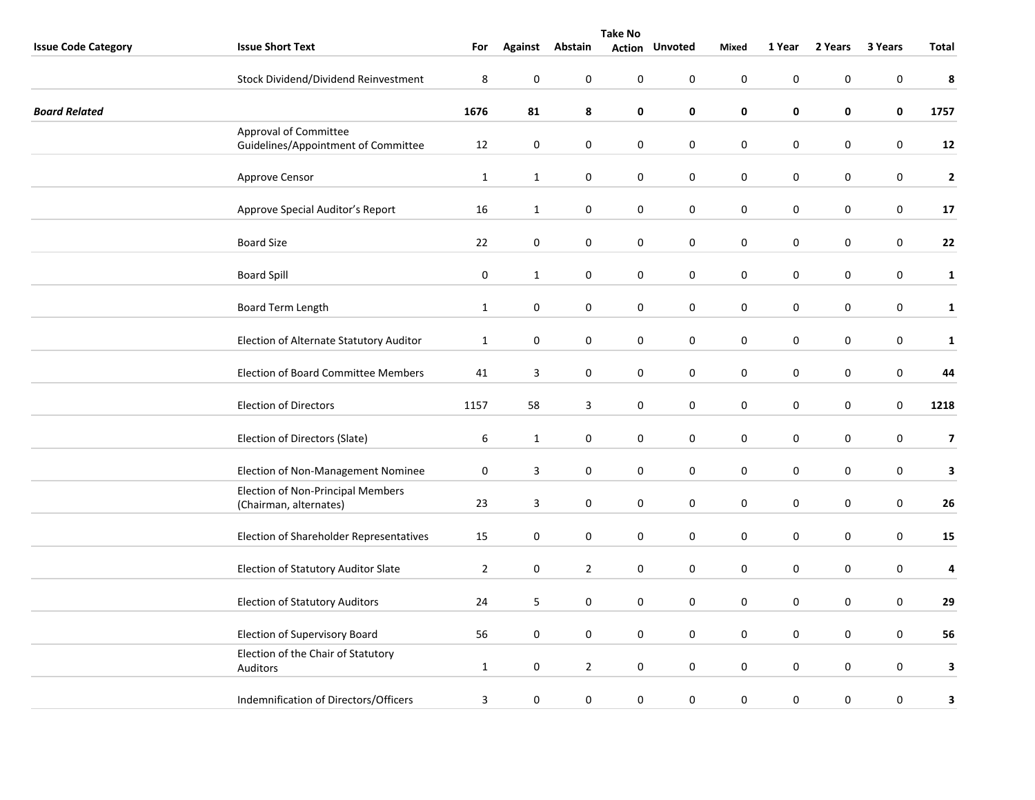| Issue Code Category | Issue Short Text | For | Against | Abstain | Take No Action | Unvoted | Mixed | 1 Year | 2 Years | 3 Years | Total |
|---|---|---|---|---|---|---|---|---|---|---|---|
| | Stock Dividend/Dividend Reinvestment | 8 | 0 | 0 | 0 | 0 | 0 | 0 | 0 | 0 | **8** |
| ***Board Related*** | | **1676** | **81** | **8** | **0** | **0** | **0** | **0** | **0** | **0** | **1757** |
| | Approval of Committee Guidelines/Appointment of Committee | 12 | 0 | 0 | 0 | 0 | 0 | 0 | 0 | 0 | **12** |
| | Approve Censor | 1 | 1 | 0 | 0 | 0 | 0 | 0 | 0 | 0 | **2** |
| | Approve Special Auditor's Report | 16 | 1 | 0 | 0 | 0 | 0 | 0 | 0 | 0 | **17** |
| | Board Size | 22 | 0 | 0 | 0 | 0 | 0 | 0 | 0 | 0 | **22** |
| | Board Spill | 0 | 1 | 0 | 0 | 0 | 0 | 0 | 0 | 0 | **1** |
| | Board Term Length | 1 | 0 | 0 | 0 | 0 | 0 | 0 | 0 | 0 | **1** |
| | Election of Alternate Statutory Auditor | 1 | 0 | 0 | 0 | 0 | 0 | 0 | 0 | 0 | **1** |
| | Election of Board Committee Members | 41 | 3 | 0 | 0 | 0 | 0 | 0 | 0 | 0 | **44** |
| | Election of Directors | 1157 | 58 | 3 | 0 | 0 | 0 | 0 | 0 | 0 | **1218** |
| | Election of Directors (Slate) | 6 | 1 | 0 | 0 | 0 | 0 | 0 | 0 | 0 | **7** |
| | Election of Non-Management Nominee | 0 | 3 | 0 | 0 | 0 | 0 | 0 | 0 | 0 | **3** |
| | Election of Non-Principal Members (Chairman, alternates) | 23 | 3 | 0 | 0 | 0 | 0 | 0 | 0 | 0 | **26** |
| | Election of Shareholder Representatives | 15 | 0 | 0 | 0 | 0 | 0 | 0 | 0 | 0 | **15** |
| | Election of Statutory Auditor Slate | 2 | 0 | 2 | 0 | 0 | 0 | 0 | 0 | 0 | **4** |
| | Election of Statutory Auditors | 24 | 5 | 0 | 0 | 0 | 0 | 0 | 0 | 0 | **29** |
| | Election of Supervisory Board | 56 | 0 | 0 | 0 | 0 | 0 | 0 | 0 | 0 | **56** |
| | Election of the Chair of Statutory Auditors | 1 | 0 | 2 | 0 | 0 | 0 | 0 | 0 | 0 | **3** |
| | Indemnification of Directors/Officers | 3 | 0 | 0 | 0 | 0 | 0 | 0 | 0 | 0 | **3** |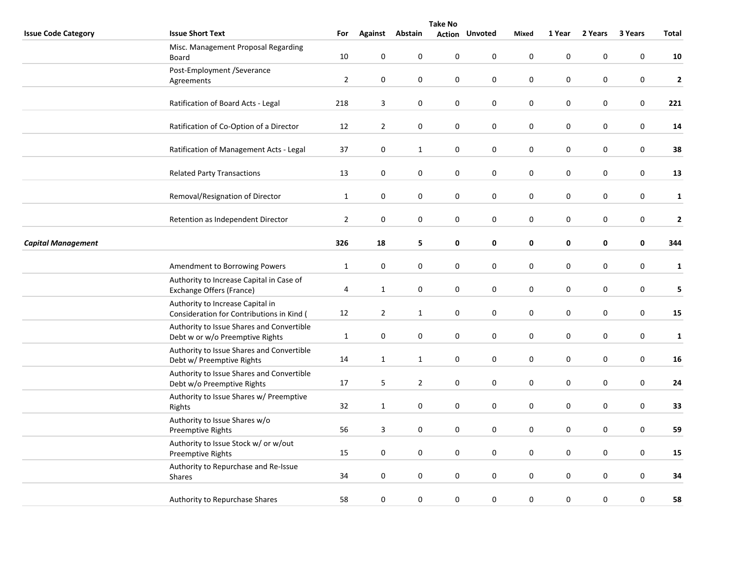| Issue Code Category | Issue Short Text | For | Against | Abstain | Take No Action | Unvoted | Mixed | 1 Year | 2 Years | 3 Years | Total |
|---|---|---|---|---|---|---|---|---|---|---|---|
| | Misc. Management Proposal Regarding Board | 10 | 0 | 0 | 0 | 0 | 0 | 0 | 0 | 0 | **10** |
| | Post-Employment /Severance Agreements | 2 | 0 | 0 | 0 | 0 | 0 | 0 | 0 | 0 | **2** |
| | Ratification of Board Acts - Legal | 218 | 3 | 0 | 0 | 0 | 0 | 0 | 0 | 0 | **221** |
| | Ratification of Co-Option of a Director | 12 | 2 | 0 | 0 | 0 | 0 | 0 | 0 | 0 | **14** |
| | Ratification of Management Acts - Legal | 37 | 0 | 1 | 0 | 0 | 0 | 0 | 0 | 0 | **38** |
| | Related Party Transactions | 13 | 0 | 0 | 0 | 0 | 0 | 0 | 0 | 0 | **13** |
| | Removal/Resignation of Director | 1 | 0 | 0 | 0 | 0 | 0 | 0 | 0 | 0 | **1** |
| | Retention as Independent Director | 2 | 0 | 0 | 0 | 0 | 0 | 0 | 0 | 0 | **2** |
| ***Capital Management*** | | **326** | **18** | **5** | **0** | **0** | **0** | **0** | **0** | **0** | **344** |
| | Amendment to Borrowing Powers | 1 | 0 | 0 | 0 | 0 | 0 | 0 | 0 | 0 | **1** |
| | Authority to Increase Capital in Case of Exchange Offers (France) | 4 | 1 | 0 | 0 | 0 | 0 | 0 | 0 | 0 | **5** |
| | Authority to Increase Capital in Consideration for Contributions in Kind ( | 12 | 2 | 1 | 0 | 0 | 0 | 0 | 0 | 0 | **15** |
| | Authority to Issue Shares and Convertible Debt w or w/o Preemptive Rights | 1 | 0 | 0 | 0 | 0 | 0 | 0 | 0 | 0 | **1** |
| | Authority to Issue Shares and Convertible Debt w/ Preemptive Rights | 14 | 1 | 1 | 0 | 0 | 0 | 0 | 0 | 0 | **16** |
| | Authority to Issue Shares and Convertible Debt w/o Preemptive Rights | 17 | 5 | 2 | 0 | 0 | 0 | 0 | 0 | 0 | **24** |
| | Authority to Issue Shares w/ Preemptive Rights | 32 | 1 | 0 | 0 | 0 | 0 | 0 | 0 | 0 | **33** |
| | Authority to Issue Shares w/o Preemptive Rights | 56 | 3 | 0 | 0 | 0 | 0 | 0 | 0 | 0 | **59** |
| | Authority to Issue Stock w/ or w/out Preemptive Rights | 15 | 0 | 0 | 0 | 0 | 0 | 0 | 0 | 0 | **15** |
| | Authority to Repurchase and Re-Issue Shares | 34 | 0 | 0 | 0 | 0 | 0 | 0 | 0 | 0 | **34** |
| | Authority to Repurchase Shares | 58 | 0 | 0 | 0 | 0 | 0 | 0 | 0 | 0 | **58** |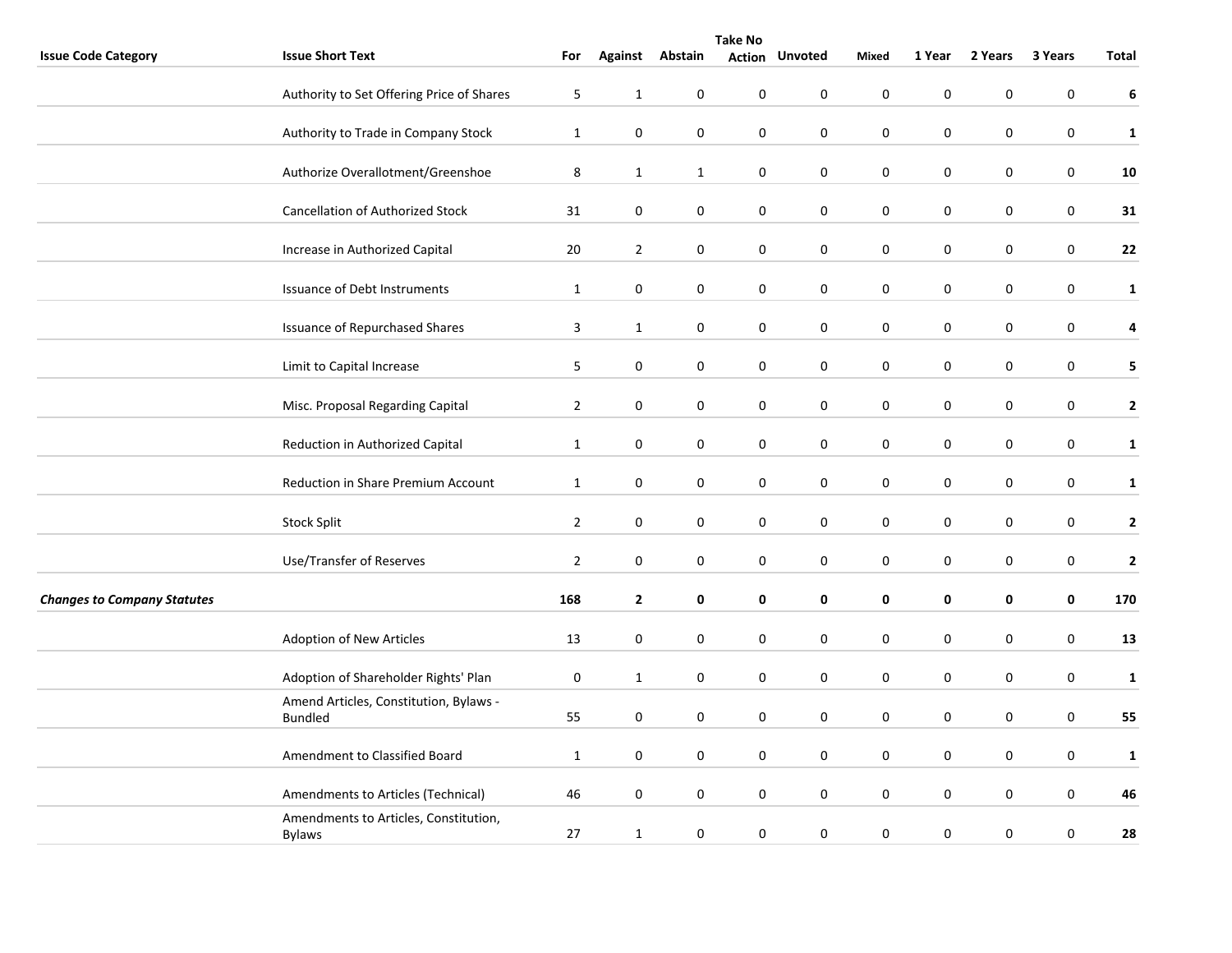| Issue Code Category | Issue Short Text | For | Against | Abstain | Take No Action | Unvoted | Mixed | 1 Year | 2 Years | 3 Years | Total |
|---|---|---|---|---|---|---|---|---|---|---|---|
| | Authority to Set Offering Price of Shares | 5 | 1 | 0 | 0 | 0 | 0 | 0 | 0 | 0 | **6** |
| | Authority to Trade in Company Stock | 1 | 0 | 0 | 0 | 0 | 0 | 0 | 0 | 0 | **1** |
| | Authorize Overallotment/Greenshoe | 8 | 1 | 1 | 0 | 0 | 0 | 0 | 0 | 0 | **10** |
| | Cancellation of Authorized Stock | 31 | 0 | 0 | 0 | 0 | 0 | 0 | 0 | 0 | **31** |
| | Increase in Authorized Capital | 20 | 2 | 0 | 0 | 0 | 0 | 0 | 0 | 0 | **22** |
| | Issuance of Debt Instruments | 1 | 0 | 0 | 0 | 0 | 0 | 0 | 0 | 0 | **1** |
| | Issuance of Repurchased Shares | 3 | 1 | 0 | 0 | 0 | 0 | 0 | 0 | 0 | **4** |
| | Limit to Capital Increase | 5 | 0 | 0 | 0 | 0 | 0 | 0 | 0 | 0 | **5** |
| | Misc. Proposal Regarding Capital | 2 | 0 | 0 | 0 | 0 | 0 | 0 | 0 | 0 | **2** |
| | Reduction in Authorized Capital | 1 | 0 | 0 | 0 | 0 | 0 | 0 | 0 | 0 | **1** |
| | Reduction in Share Premium Account | 1 | 0 | 0 | 0 | 0 | 0 | 0 | 0 | 0 | **1** |
| | Stock Split | 2 | 0 | 0 | 0 | 0 | 0 | 0 | 0 | 0 | **2** |
| | Use/Transfer of Reserves | 2 | 0 | 0 | 0 | 0 | 0 | 0 | 0 | 0 | **2** |
| ***Changes to Company Statutes*** | | **168** | **2** | **0** | **0** | **0** | **0** | **0** | **0** | **0** | **170** |
| | Adoption of New Articles | 13 | 0 | 0 | 0 | 0 | 0 | 0 | 0 | 0 | **13** |
| | Adoption of Shareholder Rights' Plan | 0 | 1 | 0 | 0 | 0 | 0 | 0 | 0 | 0 | **1** |
| | Amend Articles, Constitution, Bylaws - Bundled | 55 | 0 | 0 | 0 | 0 | 0 | 0 | 0 | 0 | **55** |
| | Amendment to Classified Board | 1 | 0 | 0 | 0 | 0 | 0 | 0 | 0 | 0 | **1** |
| | Amendments to Articles (Technical) | 46 | 0 | 0 | 0 | 0 | 0 | 0 | 0 | 0 | **46** |
| | Amendments to Articles, Constitution, Bylaws | 27 | 1 | 0 | 0 | 0 | 0 | 0 | 0 | 0 | **28** |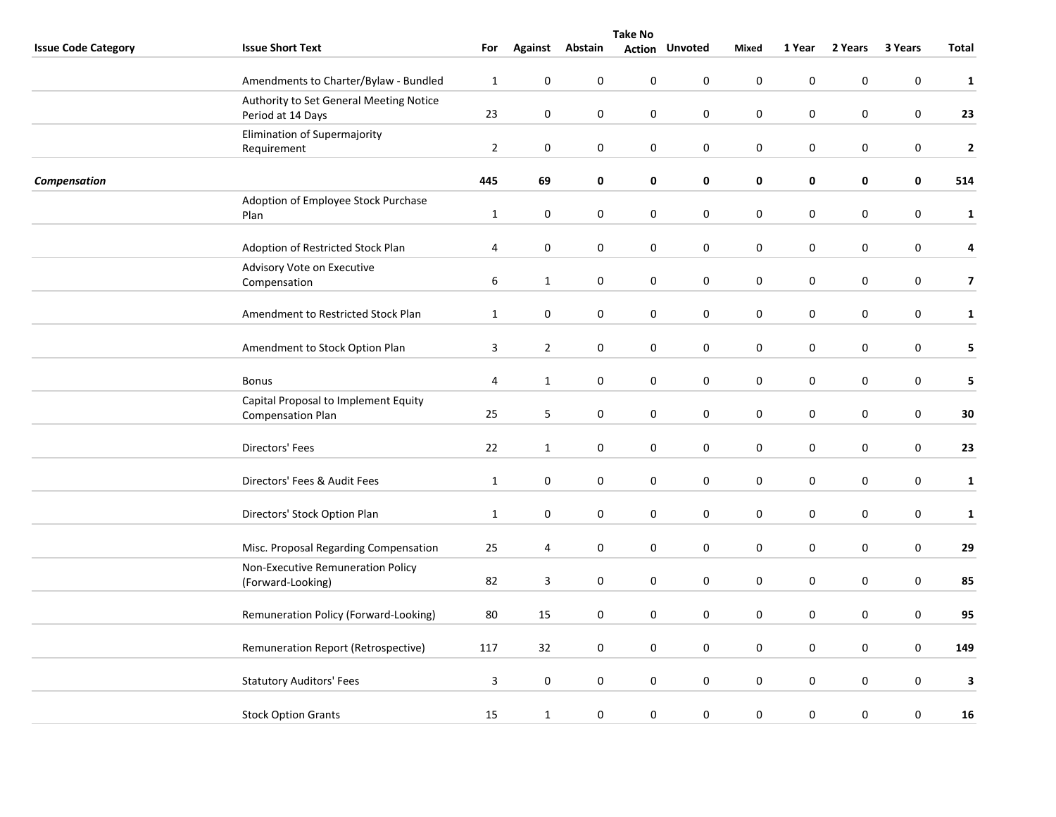| Issue Code Category | Issue Short Text | For | Against | Abstain | Take No Action | Unvoted | Mixed | 1 Year | 2 Years | 3 Years | Total |
|---|---|---|---|---|---|---|---|---|---|---|---|
| | Amendments to Charter/Bylaw - Bundled | 1 | 0 | 0 | 0 | 0 | 0 | 0 | 0 | 0 | **1** |
| | Authority to Set General Meeting Notice Period at 14 Days | 23 | 0 | 0 | 0 | 0 | 0 | 0 | 0 | 0 | **23** |
| | Elimination of Supermajority Requirement | 2 | 0 | 0 | 0 | 0 | 0 | 0 | 0 | 0 | **2** |
| ***Compensation*** | | **445** | **69** | **0** | **0** | **0** | **0** | **0** | **0** | **0** | **514** |
| | Adoption of Employee Stock Purchase Plan | 1 | 0 | 0 | 0 | 0 | 0 | 0 | 0 | 0 | **1** |
| | Adoption of Restricted Stock Plan | 4 | 0 | 0 | 0 | 0 | 0 | 0 | 0 | 0 | **4** |
| | Advisory Vote on Executive Compensation | 6 | 1 | 0 | 0 | 0 | 0 | 0 | 0 | 0 | **7** |
| | Amendment to Restricted Stock Plan | 1 | 0 | 0 | 0 | 0 | 0 | 0 | 0 | 0 | **1** |
| | Amendment to Stock Option Plan | 3 | 2 | 0 | 0 | 0 | 0 | 0 | 0 | 0 | **5** |
| | Bonus | 4 | 1 | 0 | 0 | 0 | 0 | 0 | 0 | 0 | **5** |
| | Capital Proposal to Implement Equity Compensation Plan | 25 | 5 | 0 | 0 | 0 | 0 | 0 | 0 | 0 | **30** |
| | Directors' Fees | 22 | 1 | 0 | 0 | 0 | 0 | 0 | 0 | 0 | **23** |
| | Directors' Fees & Audit Fees | 1 | 0 | 0 | 0 | 0 | 0 | 0 | 0 | 0 | **1** |
| | Directors' Stock Option Plan | 1 | 0 | 0 | 0 | 0 | 0 | 0 | 0 | 0 | **1** |
| | Misc. Proposal Regarding Compensation | 25 | 4 | 0 | 0 | 0 | 0 | 0 | 0 | 0 | **29** |
| | Non-Executive Remuneration Policy (Forward-Looking) | 82 | 3 | 0 | 0 | 0 | 0 | 0 | 0 | 0 | **85** |
| | Remuneration Policy (Forward-Looking) | 80 | 15 | 0 | 0 | 0 | 0 | 0 | 0 | 0 | **95** |
| | Remuneration Report (Retrospective) | 117 | 32 | 0 | 0 | 0 | 0 | 0 | 0 | 0 | **149** |
| | Statutory Auditors' Fees | 3 | 0 | 0 | 0 | 0 | 0 | 0 | 0 | 0 | **3** |
| | Stock Option Grants | 15 | 1 | 0 | 0 | 0 | 0 | 0 | 0 | 0 | **16** |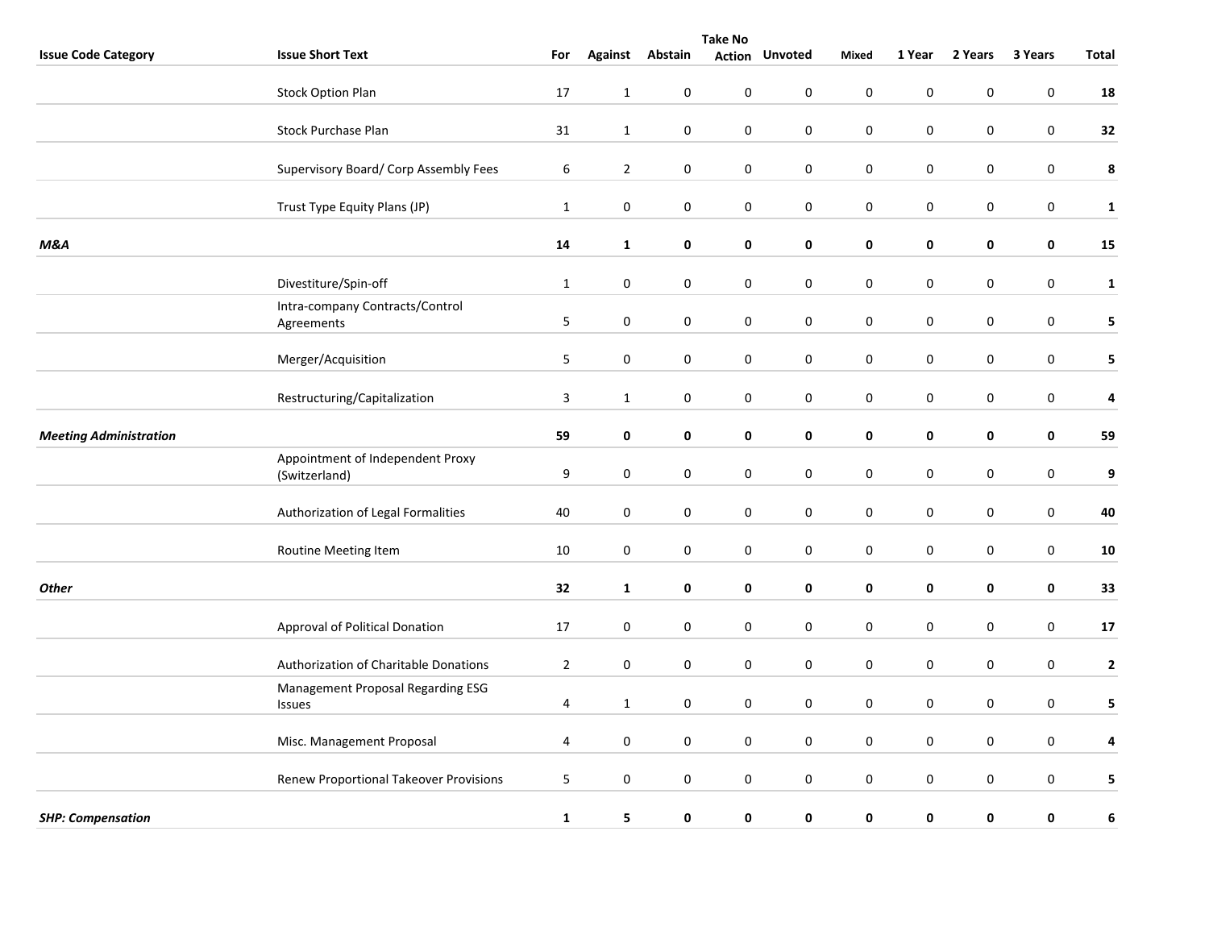| Issue Code Category | Issue Short Text | For | Against | Abstain | Take No Action | Unvoted | Mixed | 1 Year | 2 Years | 3 Years | Total |
|---|---|---|---|---|---|---|---|---|---|---|---|
| | Stock Option Plan | 17 | 1 | 0 | 0 | 0 | 0 | 0 | 0 | 0 | **18** |
| | Stock Purchase Plan | 31 | 1 | 0 | 0 | 0 | 0 | 0 | 0 | 0 | **32** |
| | Supervisory Board/ Corp Assembly Fees | 6 | 2 | 0 | 0 | 0 | 0 | 0 | 0 | 0 | **8** |
| | Trust Type Equity Plans (JP) | 1 | 0 | 0 | 0 | 0 | 0 | 0 | 0 | 0 | **1** |
| ***M&A*** | | **14** | **1** | **0** | **0** | **0** | **0** | **0** | **0** | **0** | **15** |
| | Divestiture/Spin-off | 1 | 0 | 0 | 0 | 0 | 0 | 0 | 0 | 0 | **1** |
| | Intra-company Contracts/Control Agreements | 5 | 0 | 0 | 0 | 0 | 0 | 0 | 0 | 0 | **5** |
| | Merger/Acquisition | 5 | 0 | 0 | 0 | 0 | 0 | 0 | 0 | 0 | **5** |
| | Restructuring/Capitalization | 3 | 1 | 0 | 0 | 0 | 0 | 0 | 0 | 0 | **4** |
| ***Meeting Administration*** | | **59** | **0** | **0** | **0** | **0** | **0** | **0** | **0** | **0** | **59** |
| | Appointment of Independent Proxy (Switzerland) | 9 | 0 | 0 | 0 | 0 | 0 | 0 | 0 | 0 | **9** |
| | Authorization of Legal Formalities | 40 | 0 | 0 | 0 | 0 | 0 | 0 | 0 | 0 | **40** |
| | Routine Meeting Item | 10 | 0 | 0 | 0 | 0 | 0 | 0 | 0 | 0 | **10** |
| ***Other*** | | **32** | **1** | **0** | **0** | **0** | **0** | **0** | **0** | **0** | **33** |
| | Approval of Political Donation | 17 | 0 | 0 | 0 | 0 | 0 | 0 | 0 | 0 | **17** |
| | Authorization of Charitable Donations | 2 | 0 | 0 | 0 | 0 | 0 | 0 | 0 | 0 | **2** |
| | Management Proposal Regarding ESG Issues | 4 | 1 | 0 | 0 | 0 | 0 | 0 | 0 | 0 | **5** |
| | Misc. Management Proposal | 4 | 0 | 0 | 0 | 0 | 0 | 0 | 0 | 0 | **4** |
| | Renew Proportional Takeover Provisions | 5 | 0 | 0 | 0 | 0 | 0 | 0 | 0 | 0 | **5** |
| ***SHP: Compensation*** | | **1** | **5** | **0** | **0** | **0** | **0** | **0** | **0** | **0** | **6** |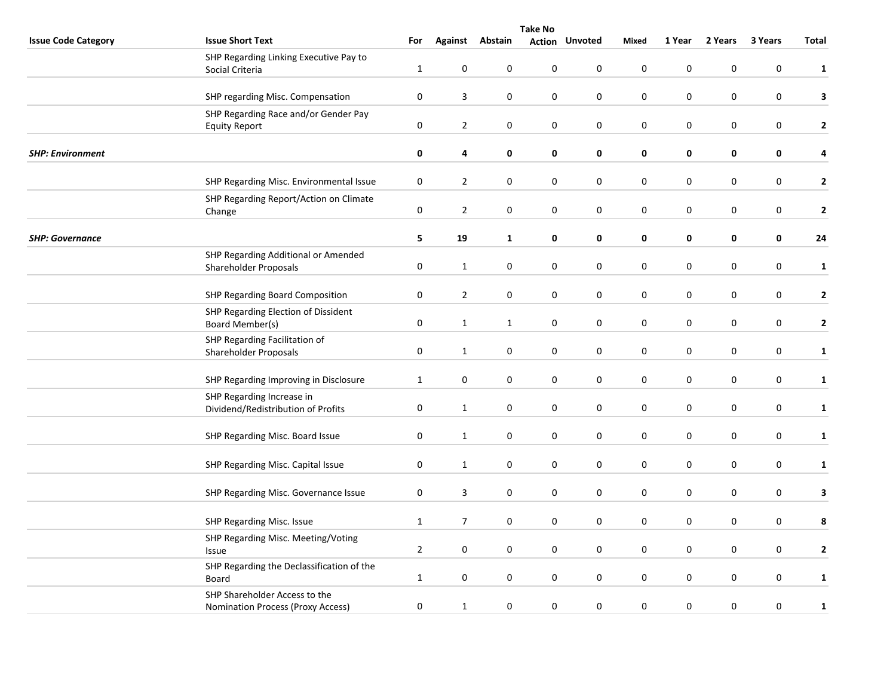| Issue Code Category | Issue Short Text | For | Against | Abstain | Take No Action | Unvoted | Mixed | 1 Year | 2 Years | 3 Years | Total |
|---|---|---|---|---|---|---|---|---|---|---|---|
| | SHP Regarding Linking Executive Pay to Social Criteria | 1 | 0 | 0 | 0 | 0 | 0 | 0 | 0 | 0 | **1** |
| | SHP regarding Misc. Compensation | 0 | 3 | 0 | 0 | 0 | 0 | 0 | 0 | 0 | **3** |
| | SHP Regarding Race and/or Gender Pay Equity Report | 0 | 2 | 0 | 0 | 0 | 0 | 0 | 0 | 0 | **2** |
| ***SHP: Environment*** | | **0** | **4** | **0** | **0** | **0** | **0** | **0** | **0** | **0** | **4** |
| | SHP Regarding Misc. Environmental Issue | 0 | 2 | 0 | 0 | 0 | 0 | 0 | 0 | 0 | **2** |
| | SHP Regarding Report/Action on Climate Change | 0 | 2 | 0 | 0 | 0 | 0 | 0 | 0 | 0 | **2** |
| ***SHP: Governance*** | | **5** | **19** | **1** | **0** | **0** | **0** | **0** | **0** | **0** | **24** |
| | SHP Regarding Additional or Amended Shareholder Proposals | 0 | 1 | 0 | 0 | 0 | 0 | 0 | 0 | 0 | **1** |
| | SHP Regarding Board Composition | 0 | 2 | 0 | 0 | 0 | 0 | 0 | 0 | 0 | **2** |
| | SHP Regarding Election of Dissident Board Member(s) | 0 | 1 | 1 | 0 | 0 | 0 | 0 | 0 | 0 | **2** |
| | SHP Regarding Facilitation of Shareholder Proposals | 0 | 1 | 0 | 0 | 0 | 0 | 0 | 0 | 0 | **1** |
| | SHP Regarding Improving in Disclosure | 1 | 0 | 0 | 0 | 0 | 0 | 0 | 0 | 0 | **1** |
| | SHP Regarding Increase in Dividend/Redistribution of Profits | 0 | 1 | 0 | 0 | 0 | 0 | 0 | 0 | 0 | **1** |
| | SHP Regarding Misc. Board Issue | 0 | 1 | 0 | 0 | 0 | 0 | 0 | 0 | 0 | **1** |
| | SHP Regarding Misc. Capital Issue | 0 | 1 | 0 | 0 | 0 | 0 | 0 | 0 | 0 | **1** |
| | SHP Regarding Misc. Governance Issue | 0 | 3 | 0 | 0 | 0 | 0 | 0 | 0 | 0 | **3** |
| | SHP Regarding Misc. Issue | 1 | 7 | 0 | 0 | 0 | 0 | 0 | 0 | 0 | **8** |
| | SHP Regarding Misc. Meeting/Voting Issue | 2 | 0 | 0 | 0 | 0 | 0 | 0 | 0 | 0 | **2** |
| | SHP Regarding the Declassification of the Board | 1 | 0 | 0 | 0 | 0 | 0 | 0 | 0 | 0 | **1** |
| | SHP Shareholder Access to the Nomination Process (Proxy Access) | 0 | 1 | 0 | 0 | 0 | 0 | 0 | 0 | 0 | **1** |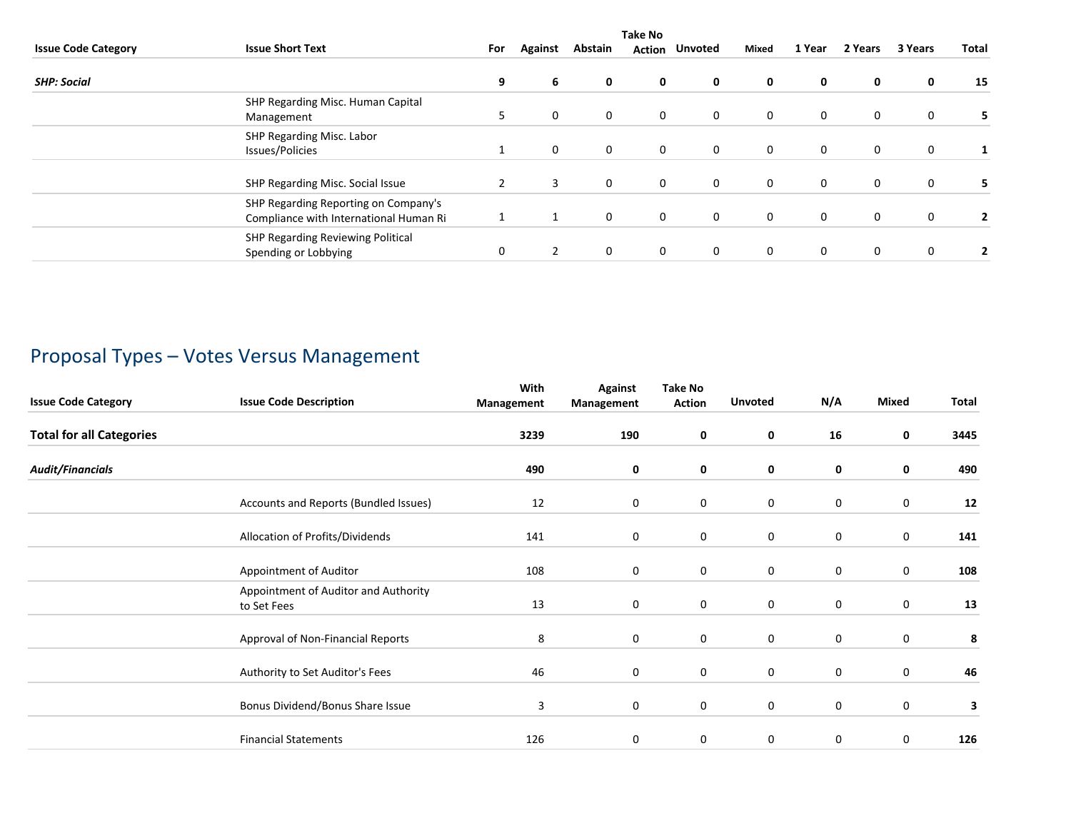| Issue Code Category | Issue Short Text | For | Against | Abstain | Take No Action | Unvoted | Mixed | 1 Year | 2 Years | 3 Years | Total |
|---|---|---|---|---|---|---|---|---|---|---|---|
| ***SHP: Social*** | | **9** | **6** | **0** | **0** | **0** | **0** | **0** | **0** | **0** | **15** |
| | SHP Regarding Misc. Human Capital Management | 5 | 0 | 0 | 0 | 0 | 0 | 0 | 0 | 0 | **5** |
| | SHP Regarding Misc. Labor Issues/Policies | 1 | 0 | 0 | 0 | 0 | 0 | 0 | 0 | 0 | **1** |
| | SHP Regarding Misc. Social Issue | 2 | 3 | 0 | 0 | 0 | 0 | 0 | 0 | 0 | **5** |
| | SHP Regarding Reporting on Company's Compliance with International Human Ri | 1 | 1 | 0 | 0 | 0 | 0 | 0 | 0 | 0 | **2** |
| | SHP Regarding Reviewing Political Spending or Lobbying | 0 | 2 | 0 | 0 | 0 | 0 | 0 | 0 | 0 | **2** |

## Proposal Types – Votes Versus Management

| Issue Code Category | Issue Code Description | With Management | Against Management | Take No Action | Unvoted | N/A | Mixed | Total |
|---|---|---|---|---|---|---|---|---|
| **Total for all Categories** | | **3239** | **190** | **0** | **0** | **16** | **0** | **3445** |
| ***Audit/Financials*** | | **490** | **0** | **0** | **0** | **0** | **0** | **490** |
| | Accounts and Reports (Bundled Issues) | 12 | 0 | 0 | 0 | 0 | 0 | **12** |
| | Allocation of Profits/Dividends | 141 | 0 | 0 | 0 | 0 | 0 | **141** |
| | Appointment of Auditor | 108 | 0 | 0 | 0 | 0 | 0 | **108** |
| | Appointment of Auditor and Authority to Set Fees | 13 | 0 | 0 | 0 | 0 | 0 | **13** |
| | Approval of Non-Financial Reports | 8 | 0 | 0 | 0 | 0 | 0 | **8** |
| | Authority to Set Auditor's Fees | 46 | 0 | 0 | 0 | 0 | 0 | **46** |
| | Bonus Dividend/Bonus Share Issue | 3 | 0 | 0 | 0 | 0 | 0 | **3** |
| | Financial Statements | 126 | 0 | 0 | 0 | 0 | 0 | **126** |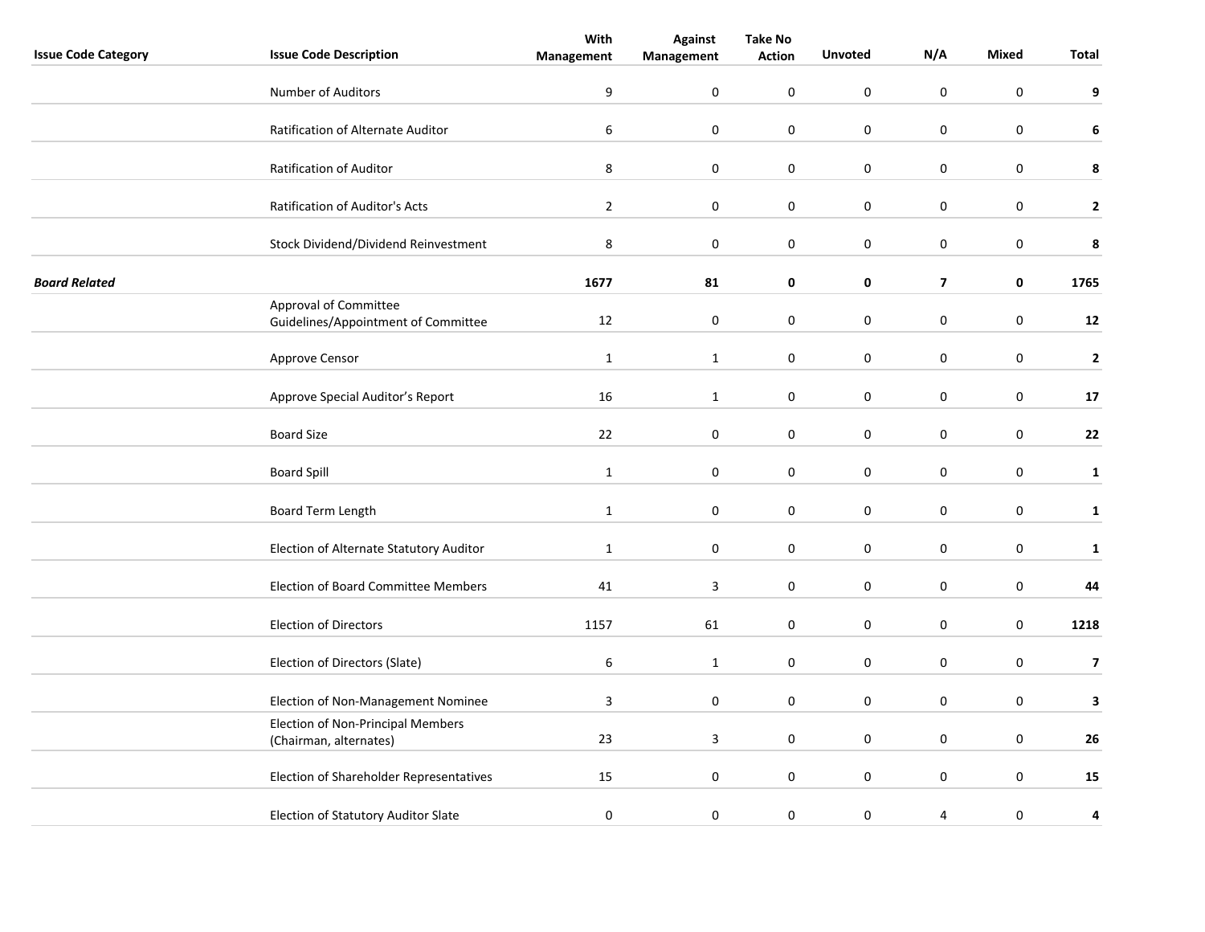| Issue Code Category | Issue Code Description | With Management | Against Management | Take No Action | Unvoted | N/A | Mixed | Total |
|---|---|---|---|---|---|---|---|---|
| | Number of Auditors | 9 | 0 | 0 | 0 | 0 | 0 | **9** |
| | Ratification of Alternate Auditor | 6 | 0 | 0 | 0 | 0 | 0 | **6** |
| | Ratification of Auditor | 8 | 0 | 0 | 0 | 0 | 0 | **8** |
| | Ratification of Auditor's Acts | 2 | 0 | 0 | 0 | 0 | 0 | **2** |
| | Stock Dividend/Dividend Reinvestment | 8 | 0 | 0 | 0 | 0 | 0 | **8** |
| ***Board Related*** | | **1677** | **81** | **0** | **0** | **7** | **0** | **1765** |
| | Approval of Committee Guidelines/Appointment of Committee | 12 | 0 | 0 | 0 | 0 | 0 | **12** |
| | Approve Censor | 1 | 1 | 0 | 0 | 0 | 0 | **2** |
| | Approve Special Auditor’s Report | 16 | 1 | 0 | 0 | 0 | 0 | **17** |
| | Board Size | 22 | 0 | 0 | 0 | 0 | 0 | **22** |
| | Board Spill | 1 | 0 | 0 | 0 | 0 | 0 | **1** |
| | Board Term Length | 1 | 0 | 0 | 0 | 0 | 0 | **1** |
| | Election of Alternate Statutory Auditor | 1 | 0 | 0 | 0 | 0 | 0 | **1** |
| | Election of Board Committee Members | 41 | 3 | 0 | 0 | 0 | 0 | **44** |
| | Election of Directors | 1157 | 61 | 0 | 0 | 0 | 0 | **1218** |
| | Election of Directors (Slate) | 6 | 1 | 0 | 0 | 0 | 0 | **7** |
| | Election of Non-Management Nominee | 3 | 0 | 0 | 0 | 0 | 0 | **3** |
| | Election of Non-Principal Members (Chairman, alternates) | 23 | 3 | 0 | 0 | 0 | 0 | **26** |
| | Election of Shareholder Representatives | 15 | 0 | 0 | 0 | 0 | 0 | **15** |
| | Election of Statutory Auditor Slate | 0 | 0 | 0 | 0 | 4 | 0 | **4** |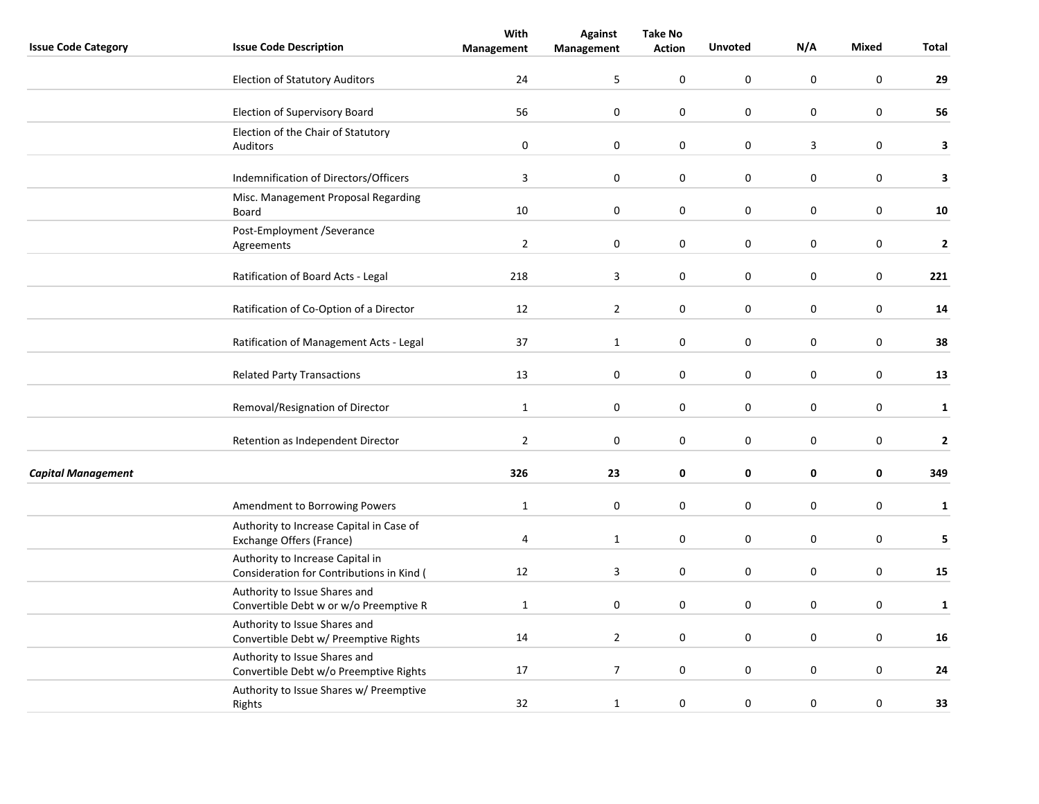| Issue Code Category | Issue Code Description | With Management | Against Management | Take No Action | Unvoted | N/A | Mixed | Total |
|---|---|---|---|---|---|---|---|---|
| | Election of Statutory Auditors | 24 | 5 | 0 | 0 | 0 | 0 | **29** |
| | Election of Supervisory Board | 56 | 0 | 0 | 0 | 0 | 0 | **56** |
| | Election of the Chair of Statutory Auditors | 0 | 0 | 0 | 0 | 3 | 0 | **3** |
| | Indemnification of Directors/Officers | 3 | 0 | 0 | 0 | 0 | 0 | **3** |
| | Misc. Management Proposal Regarding Board | 10 | 0 | 0 | 0 | 0 | 0 | **10** |
| | Post-Employment /Severance Agreements | 2 | 0 | 0 | 0 | 0 | 0 | **2** |
| | Ratification of Board Acts - Legal | 218 | 3 | 0 | 0 | 0 | 0 | **221** |
| | Ratification of Co-Option of a Director | 12 | 2 | 0 | 0 | 0 | 0 | **14** |
| | Ratification of Management Acts - Legal | 37 | 1 | 0 | 0 | 0 | 0 | **38** |
| | Related Party Transactions | 13 | 0 | 0 | 0 | 0 | 0 | **13** |
| | Removal/Resignation of Director | 1 | 0 | 0 | 0 | 0 | 0 | **1** |
| | Retention as Independent Director | 2 | 0 | 0 | 0 | 0 | 0 | **2** |
| ***Capital Management*** | | **326** | **23** | **0** | **0** | **0** | **0** | **349** |
| | Amendment to Borrowing Powers | 1 | 0 | 0 | 0 | 0 | 0 | **1** |
| | Authority to Increase Capital in Case of Exchange Offers (France) | 4 | 1 | 0 | 0 | 0 | 0 | **5** |
| | Authority to Increase Capital in Consideration for Contributions in Kind ( | 12 | 3 | 0 | 0 | 0 | 0 | **15** |
| | Authority to Issue Shares and Convertible Debt w or w/o Preemptive R | 1 | 0 | 0 | 0 | 0 | 0 | **1** |
| | Authority to Issue Shares and Convertible Debt w/ Preemptive Rights | 14 | 2 | 0 | 0 | 0 | 0 | **16** |
| | Authority to Issue Shares and Convertible Debt w/o Preemptive Rights | 17 | 7 | 0 | 0 | 0 | 0 | **24** |
| | Authority to Issue Shares w/ Preemptive Rights | 32 | 1 | 0 | 0 | 0 | 0 | **33** |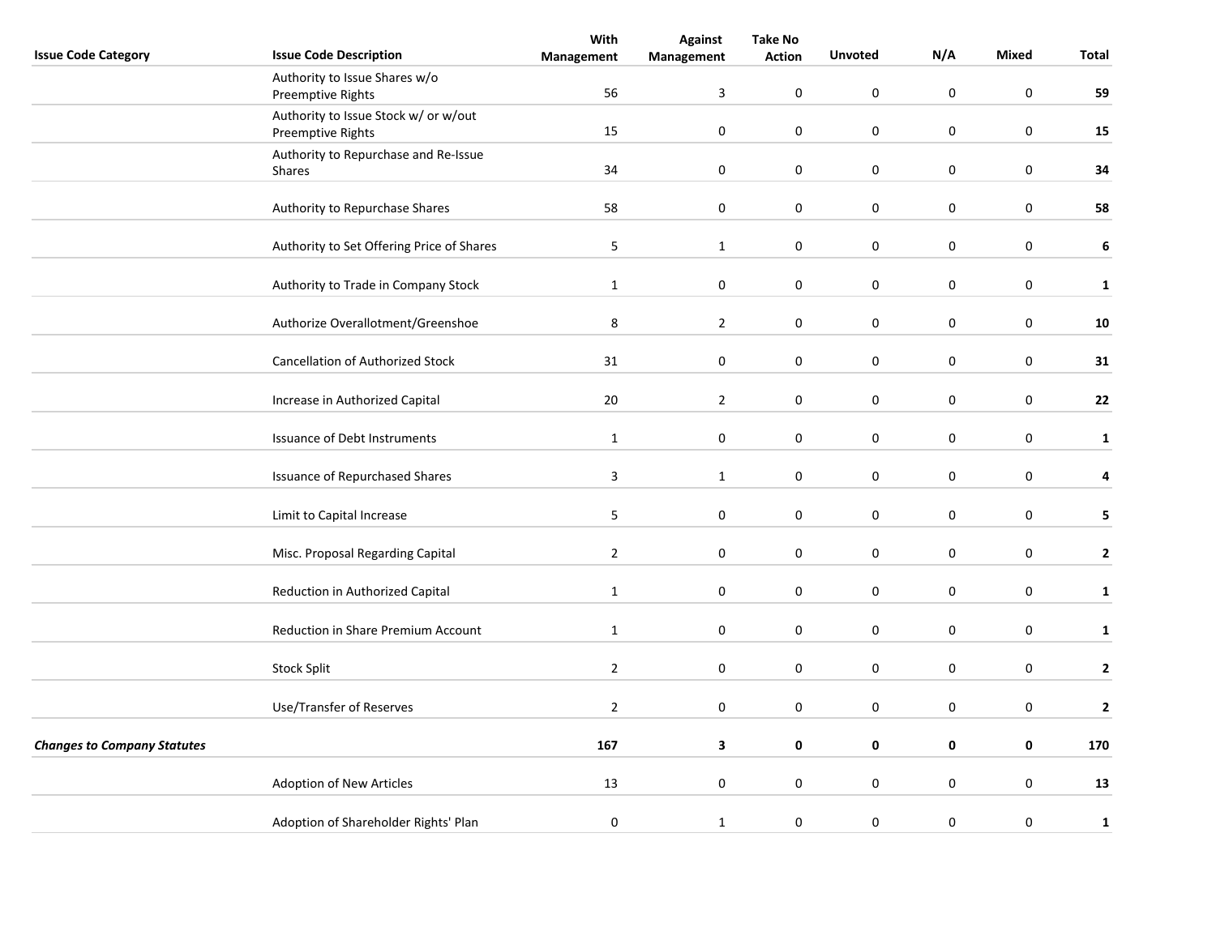| Issue Code Category | Issue Code Description | With Management | Against Management | Take No Action | Unvoted | N/A | Mixed | Total |
|---|---|---|---|---|---|---|---|---|
| | Authority to Issue Shares w/o Preemptive Rights | 56 | 3 | 0 | 0 | 0 | 0 | **59** |
| | Authority to Issue Stock w/ or w/out Preemptive Rights | 15 | 0 | 0 | 0 | 0 | 0 | **15** |
| | Authority to Repurchase and Re-Issue Shares | 34 | 0 | 0 | 0 | 0 | 0 | **34** |
| | Authority to Repurchase Shares | 58 | 0 | 0 | 0 | 0 | 0 | **58** |
| | Authority to Set Offering Price of Shares | 5 | 1 | 0 | 0 | 0 | 0 | **6** |
| | Authority to Trade in Company Stock | 1 | 0 | 0 | 0 | 0 | 0 | **1** |
| | Authorize Overallotment/Greenshoe | 8 | 2 | 0 | 0 | 0 | 0 | **10** |
| | Cancellation of Authorized Stock | 31 | 0 | 0 | 0 | 0 | 0 | **31** |
| | Increase in Authorized Capital | 20 | 2 | 0 | 0 | 0 | 0 | **22** |
| | Issuance of Debt Instruments | 1 | 0 | 0 | 0 | 0 | 0 | **1** |
| | Issuance of Repurchased Shares | 3 | 1 | 0 | 0 | 0 | 0 | **4** |
| | Limit to Capital Increase | 5 | 0 | 0 | 0 | 0 | 0 | **5** |
| | Misc. Proposal Regarding Capital | 2 | 0 | 0 | 0 | 0 | 0 | **2** |
| | Reduction in Authorized Capital | 1 | 0 | 0 | 0 | 0 | 0 | **1** |
| | Reduction in Share Premium Account | 1 | 0 | 0 | 0 | 0 | 0 | **1** |
| | Stock Split | 2 | 0 | 0 | 0 | 0 | 0 | **2** |
| | Use/Transfer of Reserves | 2 | 0 | 0 | 0 | 0 | 0 | **2** |
| ***Changes to Company Statutes*** | | **167** | **3** | **0** | **0** | **0** | **0** | **170** |
| | Adoption of New Articles | 13 | 0 | 0 | 0 | 0 | 0 | **13** |
| | Adoption of Shareholder Rights' Plan | 0 | 1 | 0 | 0 | 0 | 0 | **1** |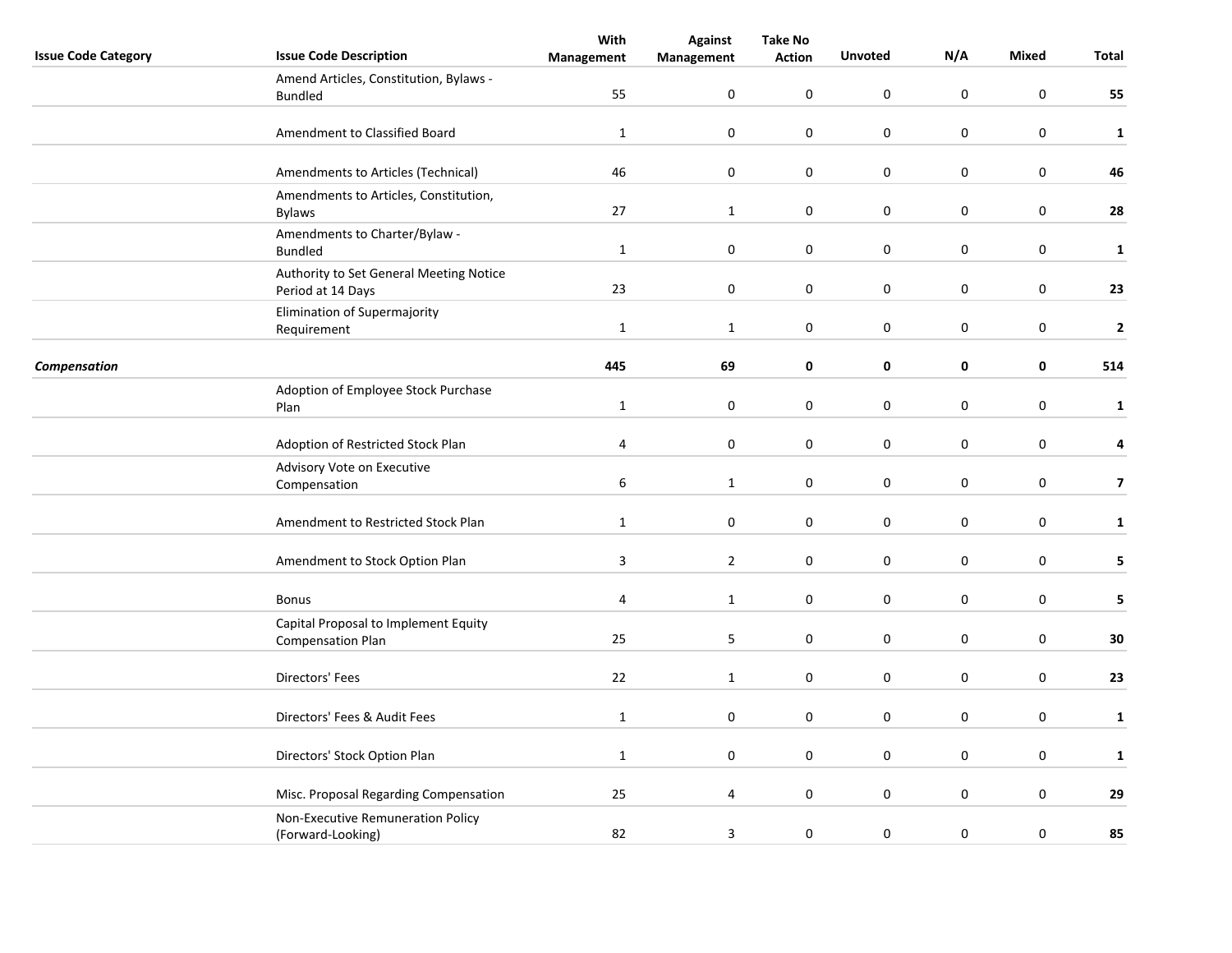| Issue Code Category | Issue Code Description | With Management | Against Management | Take No Action | Unvoted | N/A | Mixed | Total |
|---|---|---|---|---|---|---|---|---|
| | Amend Articles, Constitution, Bylaws - Bundled | 55 | 0 | 0 | 0 | 0 | 0 | **55** |
| | Amendment to Classified Board | 1 | 0 | 0 | 0 | 0 | 0 | **1** |
| | Amendments to Articles (Technical) | 46 | 0 | 0 | 0 | 0 | 0 | **46** |
| | Amendments to Articles, Constitution, Bylaws | 27 | 1 | 0 | 0 | 0 | 0 | **28** |
| | Amendments to Charter/Bylaw - Bundled | 1 | 0 | 0 | 0 | 0 | 0 | **1** |
| | Authority to Set General Meeting Notice Period at 14 Days | 23 | 0 | 0 | 0 | 0 | 0 | **23** |
| | Elimination of Supermajority Requirement | 1 | 1 | 0 | 0 | 0 | 0 | **2** |
| ***Compensation*** | | **445** | **69** | **0** | **0** | **0** | **0** | **514** |
| | Adoption of Employee Stock Purchase Plan | 1 | 0 | 0 | 0 | 0 | 0 | **1** |
| | Adoption of Restricted Stock Plan | 4 | 0 | 0 | 0 | 0 | 0 | **4** |
| | Advisory Vote on Executive Compensation | 6 | 1 | 0 | 0 | 0 | 0 | **7** |
| | Amendment to Restricted Stock Plan | 1 | 0 | 0 | 0 | 0 | 0 | **1** |
| | Amendment to Stock Option Plan | 3 | 2 | 0 | 0 | 0 | 0 | **5** |
| | Bonus | 4 | 1 | 0 | 0 | 0 | 0 | **5** |
| | Capital Proposal to Implement Equity Compensation Plan | 25 | 5 | 0 | 0 | 0 | 0 | **30** |
| | Directors' Fees | 22 | 1 | 0 | 0 | 0 | 0 | **23** |
| | Directors' Fees & Audit Fees | 1 | 0 | 0 | 0 | 0 | 0 | **1** |
| | Directors' Stock Option Plan | 1 | 0 | 0 | 0 | 0 | 0 | **1** |
| | Misc. Proposal Regarding Compensation | 25 | 4 | 0 | 0 | 0 | 0 | **29** |
| | Non-Executive Remuneration Policy (Forward-Looking) | 82 | 3 | 0 | 0 | 0 | 0 | **85** |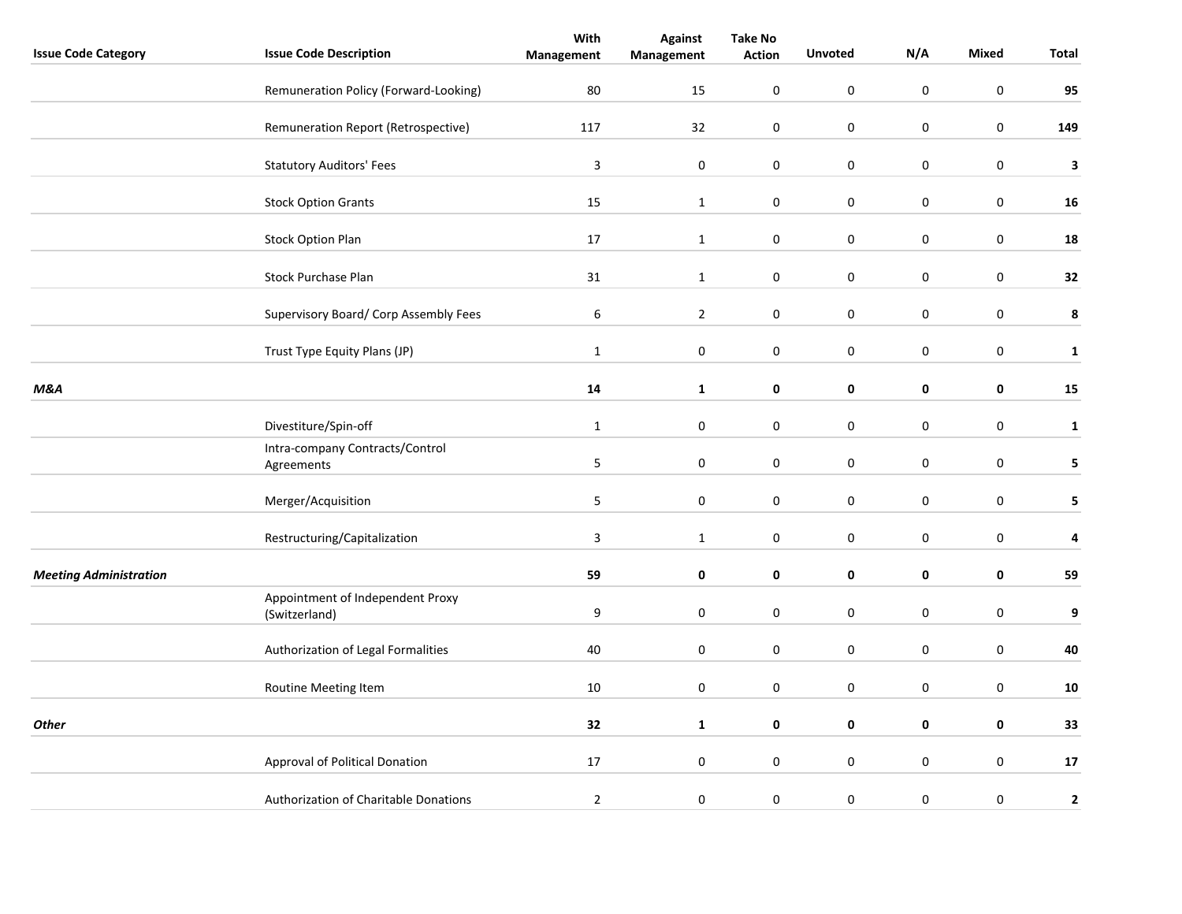| Issue Code Category | Issue Code Description | With Management | Against Management | Take No Action | Unvoted | N/A | Mixed | Total |
|---|---|---|---|---|---|---|---|---|
| | Remuneration Policy (Forward-Looking) | 80 | 15 | 0 | 0 | 0 | 0 | **95** |
| | Remuneration Report (Retrospective) | 117 | 32 | 0 | 0 | 0 | 0 | **149** |
| | Statutory Auditors' Fees | 3 | 0 | 0 | 0 | 0 | 0 | **3** |
| | Stock Option Grants | 15 | 1 | 0 | 0 | 0 | 0 | **16** |
| | Stock Option Plan | 17 | 1 | 0 | 0 | 0 | 0 | **18** |
| | Stock Purchase Plan | 31 | 1 | 0 | 0 | 0 | 0 | **32** |
| | Supervisory Board/ Corp Assembly Fees | 6 | 2 | 0 | 0 | 0 | 0 | **8** |
| | Trust Type Equity Plans (JP) | 1 | 0 | 0 | 0 | 0 | 0 | **1** |
| ***M&A*** | | **14** | **1** | **0** | **0** | **0** | **0** | **15** |
| | Divestiture/Spin-off | 1 | 0 | 0 | 0 | 0 | 0 | **1** |
| | Intra-company Contracts/Control Agreements | 5 | 0 | 0 | 0 | 0 | 0 | **5** |
| | Merger/Acquisition | 5 | 0 | 0 | 0 | 0 | 0 | **5** |
| | Restructuring/Capitalization | 3 | 1 | 0 | 0 | 0 | 0 | **4** |
| ***Meeting Administration*** | | **59** | **0** | **0** | **0** | **0** | **0** | **59** |
| | Appointment of Independent Proxy (Switzerland) | 9 | 0 | 0 | 0 | 0 | 0 | **9** |
| | Authorization of Legal Formalities | 40 | 0 | 0 | 0 | 0 | 0 | **40** |
| | Routine Meeting Item | 10 | 0 | 0 | 0 | 0 | 0 | **10** |
| ***Other*** | | **32** | **1** | **0** | **0** | **0** | **0** | **33** |
| | Approval of Political Donation | 17 | 0 | 0 | 0 | 0 | 0 | **17** |
| | Authorization of Charitable Donations | 2 | 0 | 0 | 0 | 0 | 0 | **2** |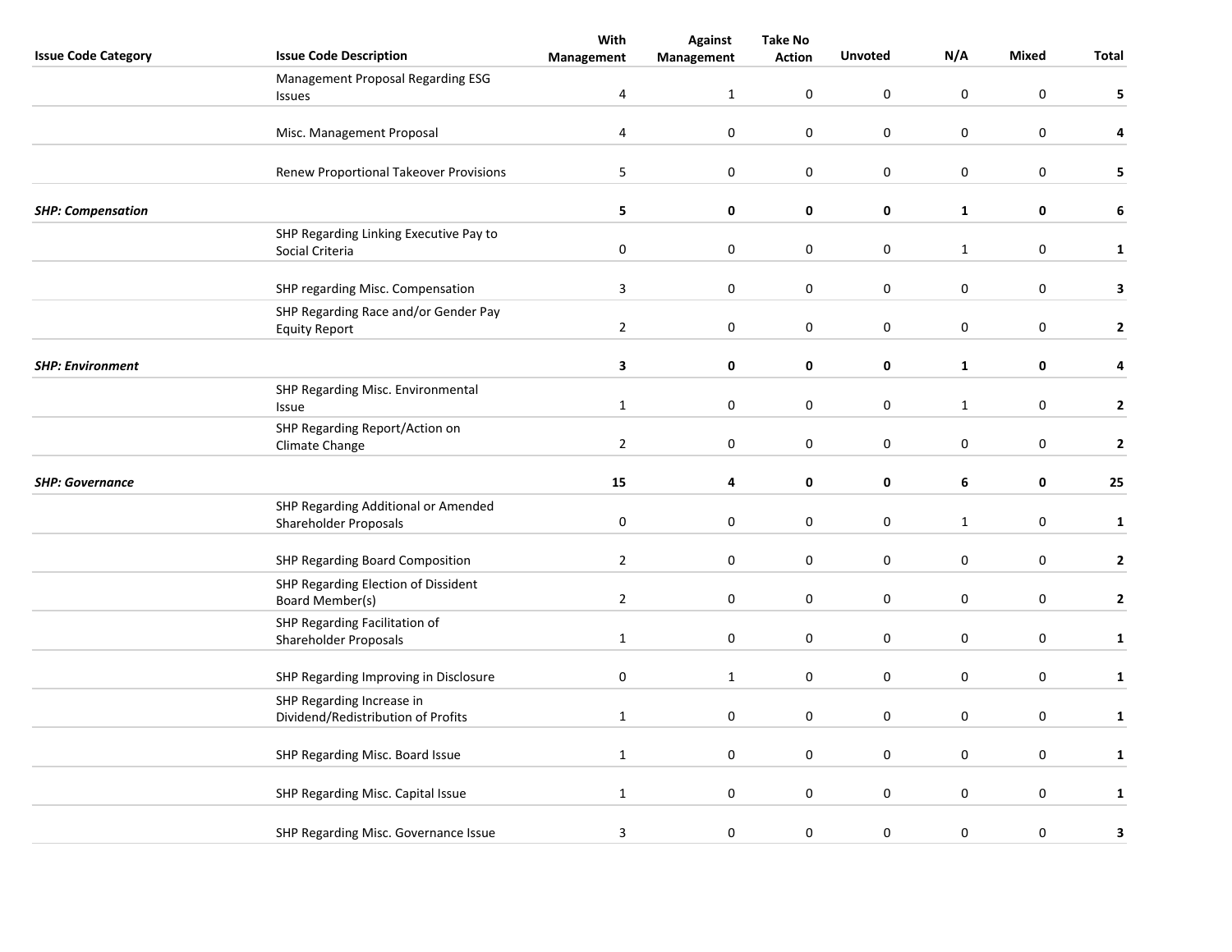| Issue Code Category | Issue Code Description | With Management | Against Management | Take No Action | Unvoted | N/A | Mixed | Total |
|---|---|---|---|---|---|---|---|---|
| | Management Proposal Regarding ESG Issues | 4 | 1 | 0 | 0 | 0 | 0 | **5** |
| | Misc. Management Proposal | 4 | 0 | 0 | 0 | 0 | 0 | **4** |
| | Renew Proportional Takeover Provisions | 5 | 0 | 0 | 0 | 0 | 0 | **5** |
| ***SHP: Compensation*** | | **5** | **0** | **0** | **0** | **1** | **0** | **6** |
| | SHP Regarding Linking Executive Pay to Social Criteria | 0 | 0 | 0 | 0 | 1 | 0 | **1** |
| | SHP regarding Misc. Compensation | 3 | 0 | 0 | 0 | 0 | 0 | **3** |
| | SHP Regarding Race and/or Gender Pay Equity Report | 2 | 0 | 0 | 0 | 0 | 0 | **2** |
| ***SHP: Environment*** | | **3** | **0** | **0** | **0** | **1** | **0** | **4** |
| | SHP Regarding Misc. Environmental Issue | 1 | 0 | 0 | 0 | 1 | 0 | **2** |
| | SHP Regarding Report/Action on Climate Change | 2 | 0 | 0 | 0 | 0 | 0 | **2** |
| ***SHP: Governance*** | | **15** | **4** | **0** | **0** | **6** | **0** | **25** |
| | SHP Regarding Additional or Amended Shareholder Proposals | 0 | 0 | 0 | 0 | 1 | 0 | **1** |
| | SHP Regarding Board Composition | 2 | 0 | 0 | 0 | 0 | 0 | **2** |
| | SHP Regarding Election of Dissident Board Member(s) | 2 | 0 | 0 | 0 | 0 | 0 | **2** |
| | SHP Regarding Facilitation of Shareholder Proposals | 1 | 0 | 0 | 0 | 0 | 0 | **1** |
| | SHP Regarding Improving in Disclosure | 0 | 1 | 0 | 0 | 0 | 0 | **1** |
| | SHP Regarding Increase in Dividend/Redistribution of Profits | 1 | 0 | 0 | 0 | 0 | 0 | **1** |
| | SHP Regarding Misc. Board Issue | 1 | 0 | 0 | 0 | 0 | 0 | **1** |
| | SHP Regarding Misc. Capital Issue | 1 | 0 | 0 | 0 | 0 | 0 | **1** |
| | SHP Regarding Misc. Governance Issue | 3 | 0 | 0 | 0 | 0 | 0 | **3** |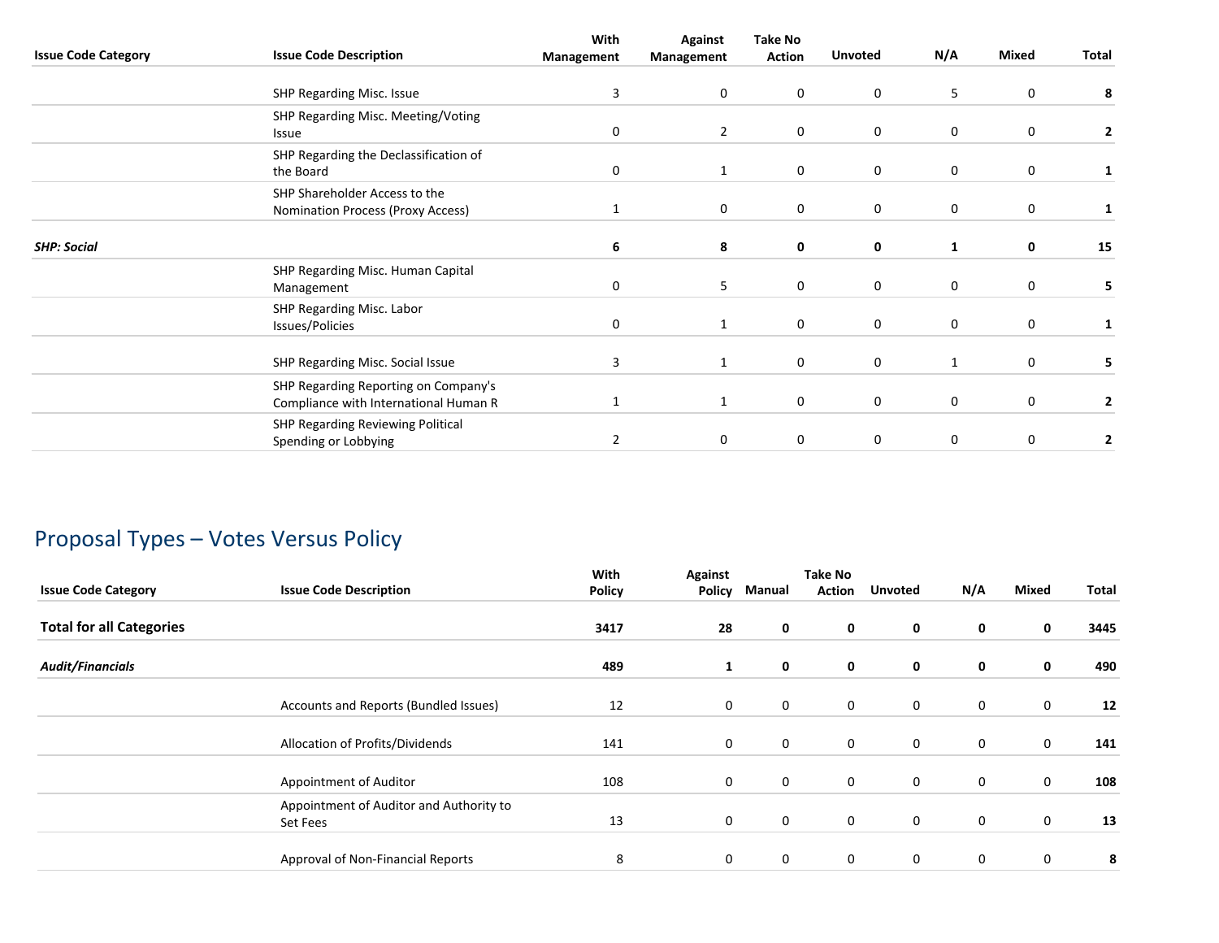| Issue Code Category | Issue Code Description | With Management | Against Management | Take No Action | Unvoted | N/A | Mixed | Total |
|---|---|---|---|---|---|---|---|---|
| | SHP Regarding Misc. Issue | 3 | 0 | 0 | 0 | 5 | 0 | **8** |
| | SHP Regarding Misc. Meeting/Voting Issue | 0 | 2 | 0 | 0 | 0 | 0 | **2** |
| | SHP Regarding the Declassification of the Board | 0 | 1 | 0 | 0 | 0 | 0 | **1** |
| | SHP Shareholder Access to the Nomination Process (Proxy Access) | 1 | 0 | 0 | 0 | 0 | 0 | **1** |
| ***SHP: Social*** | | **6** | **8** | **0** | **0** | **1** | **0** | **15** |
| | SHP Regarding Misc. Human Capital Management | 0 | 5 | 0 | 0 | 0 | 0 | **5** |
| | SHP Regarding Misc. Labor Issues/Policies | 0 | 1 | 0 | 0 | 0 | 0 | **1** |
| | SHP Regarding Misc. Social Issue | 3 | 1 | 0 | 0 | 1 | 0 | **5** |
| | SHP Regarding Reporting on Company's Compliance with International Human R | 1 | 1 | 0 | 0 | 0 | 0 | **2** |
| | SHP Regarding Reviewing Political Spending or Lobbying | 2 | 0 | 0 | 0 | 0 | 0 | **2** |

## Proposal Types – Votes Versus Policy

| Issue Code Category | Issue Code Description | With Policy | Against Policy | Manual | Take No Action | Unvoted | N/A | Mixed | Total |
|---|---|---|---|---|---|---|---|---|---|
| **Total for all Categories** | | **3417** | **28** | **0** | **0** | **0** | **0** | **0** | **3445** |
| ***Audit/Financials*** | | **489** | **1** | **0** | **0** | **0** | **0** | **0** | **490** |
| | Accounts and Reports (Bundled Issues) | 12 | 0 | 0 | 0 | 0 | 0 | 0 | **12** |
| | Allocation of Profits/Dividends | 141 | 0 | 0 | 0 | 0 | 0 | 0 | **141** |
| | Appointment of Auditor | 108 | 0 | 0 | 0 | 0 | 0 | 0 | **108** |
| | Appointment of Auditor and Authority to Set Fees | 13 | 0 | 0 | 0 | 0 | 0 | 0 | **13** |
| | Approval of Non-Financial Reports | 8 | 0 | 0 | 0 | 0 | 0 | 0 | **8** |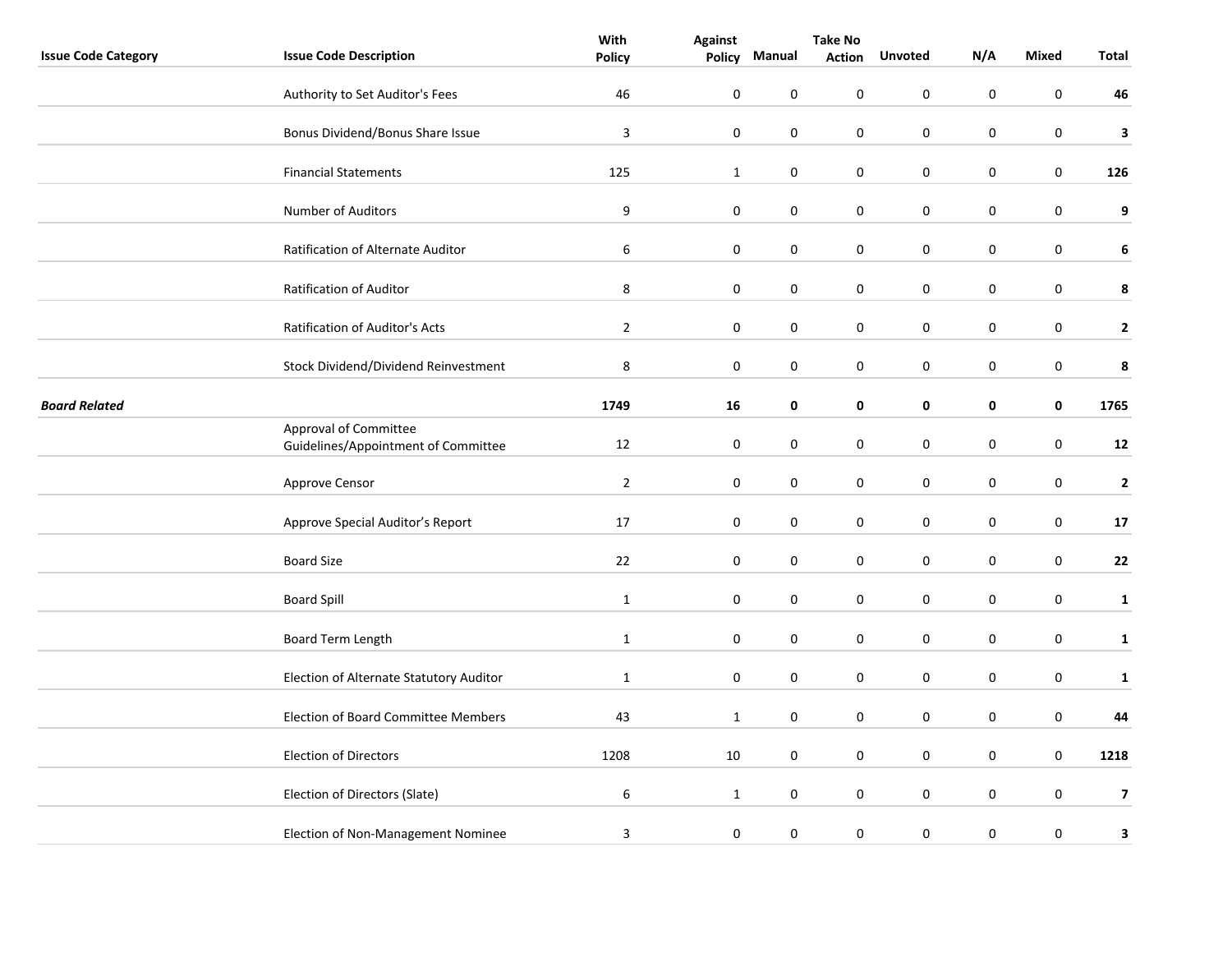| Issue Code Category | Issue Code Description | With Policy | Against Policy | Manual | Take No Action | Unvoted | N/A | Mixed | Total |
| --- | --- | --- | --- | --- | --- | --- | --- | --- | --- |
| | Authority to Set Auditor's Fees | 46 | 0 | 0 | 0 | 0 | 0 | 0 | **46** |
| | Bonus Dividend/Bonus Share Issue | 3 | 0 | 0 | 0 | 0 | 0 | 0 | **3** |
| | Financial Statements | 125 | 1 | 0 | 0 | 0 | 0 | 0 | **126** |
| | Number of Auditors | 9 | 0 | 0 | 0 | 0 | 0 | 0 | **9** |
| | Ratification of Alternate Auditor | 6 | 0 | 0 | 0 | 0 | 0 | 0 | **6** |
| | Ratification of Auditor | 8 | 0 | 0 | 0 | 0 | 0 | 0 | **8** |
| | Ratification of Auditor's Acts | 2 | 0 | 0 | 0 | 0 | 0 | 0 | **2** |
| | Stock Dividend/Dividend Reinvestment | 8 | 0 | 0 | 0 | 0 | 0 | 0 | **8** |
| ***Board Related*** | | **1749** | **16** | **0** | **0** | **0** | **0** | **0** | **1765** |
| | Approval of Committee Guidelines/Appointment of Committee | 12 | 0 | 0 | 0 | 0 | 0 | 0 | **12** |
| | Approve Censor | 2 | 0 | 0 | 0 | 0 | 0 | 0 | **2** |
| | Approve Special Auditor's Report | 17 | 0 | 0 | 0 | 0 | 0 | 0 | **17** |
| | Board Size | 22 | 0 | 0 | 0 | 0 | 0 | 0 | **22** |
| | Board Spill | 1 | 0 | 0 | 0 | 0 | 0 | 0 | **1** |
| | Board Term Length | 1 | 0 | 0 | 0 | 0 | 0 | 0 | **1** |
| | Election of Alternate Statutory Auditor | 1 | 0 | 0 | 0 | 0 | 0 | 0 | **1** |
| | Election of Board Committee Members | 43 | 1 | 0 | 0 | 0 | 0 | 0 | **44** |
| | Election of Directors | 1208 | 10 | 0 | 0 | 0 | 0 | 0 | **1218** |
| | Election of Directors (Slate) | 6 | 1 | 0 | 0 | 0 | 0 | 0 | **7** |
| | Election of Non-Management Nominee | 3 | 0 | 0 | 0 | 0 | 0 | 0 | **3** |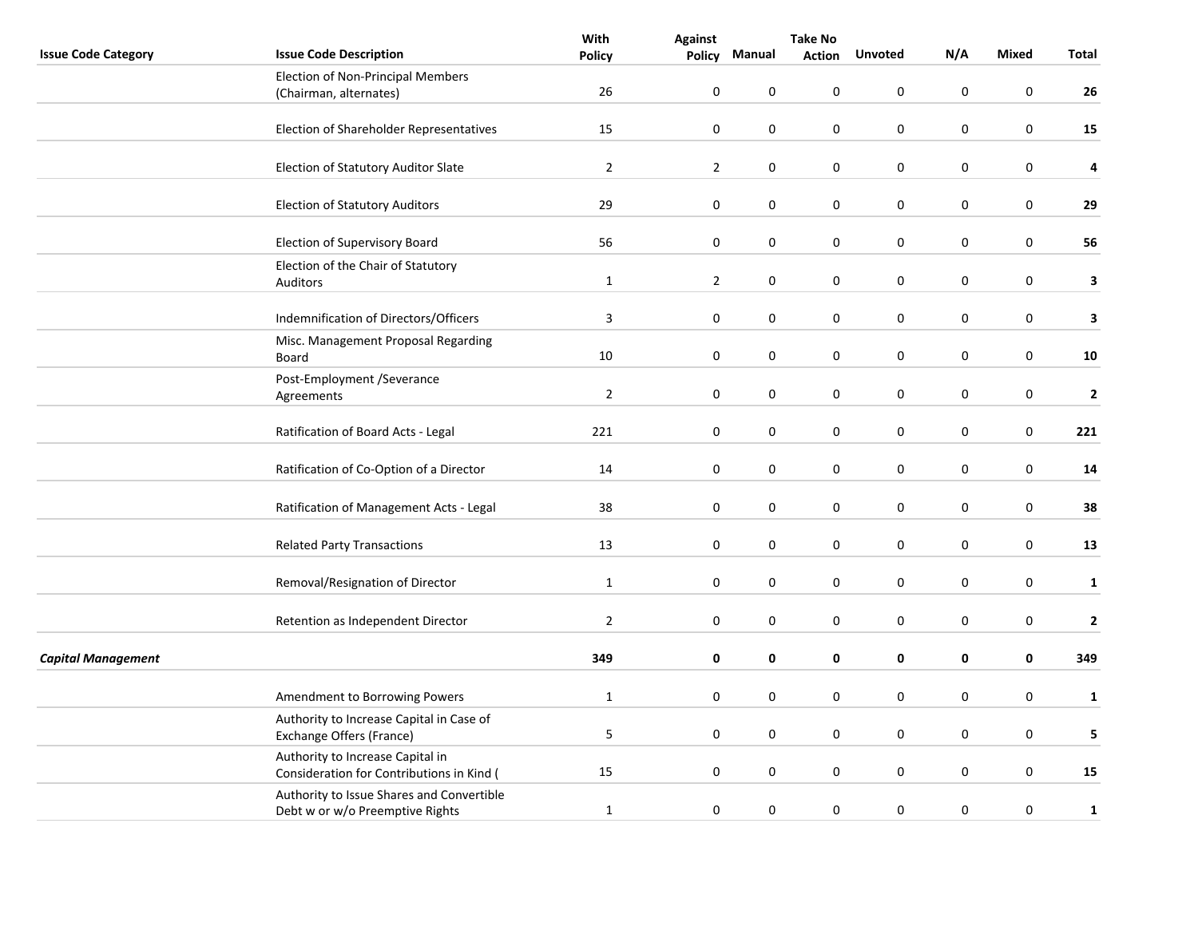| Issue Code Category | Issue Code Description | With Policy | Against Policy | Manual | Take No Action | Unvoted | N/A | Mixed | Total |
|---|---|---|---|---|---|---|---|---|---|
| | Election of Non-Principal Members (Chairman, alternates) | 26 | 0 | 0 | 0 | 0 | 0 | 0 | **26** |
| | Election of Shareholder Representatives | 15 | 0 | 0 | 0 | 0 | 0 | 0 | **15** |
| | Election of Statutory Auditor Slate | 2 | 2 | 0 | 0 | 0 | 0 | 0 | **4** |
| | Election of Statutory Auditors | 29 | 0 | 0 | 0 | 0 | 0 | 0 | **29** |
| | Election of Supervisory Board | 56 | 0 | 0 | 0 | 0 | 0 | 0 | **56** |
| | Election of the Chair of Statutory Auditors | 1 | 2 | 0 | 0 | 0 | 0 | 0 | **3** |
| | Indemnification of Directors/Officers | 3 | 0 | 0 | 0 | 0 | 0 | 0 | **3** |
| | Misc. Management Proposal Regarding Board | 10 | 0 | 0 | 0 | 0 | 0 | 0 | **10** |
| | Post-Employment /Severance Agreements | 2 | 0 | 0 | 0 | 0 | 0 | 0 | **2** |
| | Ratification of Board Acts - Legal | 221 | 0 | 0 | 0 | 0 | 0 | 0 | **221** |
| | Ratification of Co-Option of a Director | 14 | 0 | 0 | 0 | 0 | 0 | 0 | **14** |
| | Ratification of Management Acts - Legal | 38 | 0 | 0 | 0 | 0 | 0 | 0 | **38** |
| | Related Party Transactions | 13 | 0 | 0 | 0 | 0 | 0 | 0 | **13** |
| | Removal/Resignation of Director | 1 | 0 | 0 | 0 | 0 | 0 | 0 | **1** |
| | Retention as Independent Director | 2 | 0 | 0 | 0 | 0 | 0 | 0 | **2** |
| ***Capital Management*** | | **349** | **0** | **0** | **0** | **0** | **0** | **0** | **349** |
| | Amendment to Borrowing Powers | 1 | 0 | 0 | 0 | 0 | 0 | 0 | **1** |
| | Authority to Increase Capital in Case of Exchange Offers (France) | 5 | 0 | 0 | 0 | 0 | 0 | 0 | **5** |
| | Authority to Increase Capital in Consideration for Contributions in Kind ( | 15 | 0 | 0 | 0 | 0 | 0 | 0 | **15** |
| | Authority to Issue Shares and Convertible Debt w or w/o Preemptive Rights | 1 | 0 | 0 | 0 | 0 | 0 | 0 | **1** |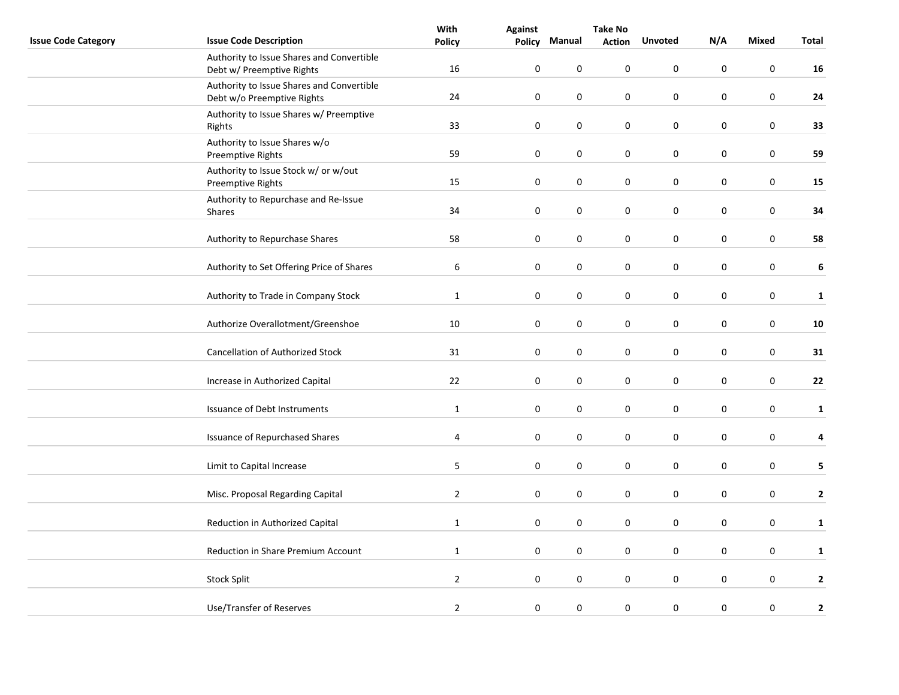| Issue Code Category | Issue Code Description | With Policy | Against Policy | Manual | Take No Action | Unvoted | N/A | Mixed | Total |
|---|---|---|---|---|---|---|---|---|---|
| | Authority to Issue Shares and Convertible Debt w/ Preemptive Rights | 16 | 0 | 0 | 0 | 0 | 0 | 0 | **16** |
| | Authority to Issue Shares and Convertible Debt w/o Preemptive Rights | 24 | 0 | 0 | 0 | 0 | 0 | 0 | **24** |
| | Authority to Issue Shares w/ Preemptive Rights | 33 | 0 | 0 | 0 | 0 | 0 | 0 | **33** |
| | Authority to Issue Shares w/o Preemptive Rights | 59 | 0 | 0 | 0 | 0 | 0 | 0 | **59** |
| | Authority to Issue Stock w/ or w/out Preemptive Rights | 15 | 0 | 0 | 0 | 0 | 0 | 0 | **15** |
| | Authority to Repurchase and Re-Issue Shares | 34 | 0 | 0 | 0 | 0 | 0 | 0 | **34** |
| | Authority to Repurchase Shares | 58 | 0 | 0 | 0 | 0 | 0 | 0 | **58** |
| | Authority to Set Offering Price of Shares | 6 | 0 | 0 | 0 | 0 | 0 | 0 | **6** |
| | Authority to Trade in Company Stock | 1 | 0 | 0 | 0 | 0 | 0 | 0 | **1** |
| | Authorize Overallotment/Greenshoe | 10 | 0 | 0 | 0 | 0 | 0 | 0 | **10** |
| | Cancellation of Authorized Stock | 31 | 0 | 0 | 0 | 0 | 0 | 0 | **31** |
| | Increase in Authorized Capital | 22 | 0 | 0 | 0 | 0 | 0 | 0 | **22** |
| | Issuance of Debt Instruments | 1 | 0 | 0 | 0 | 0 | 0 | 0 | **1** |
| | Issuance of Repurchased Shares | 4 | 0 | 0 | 0 | 0 | 0 | 0 | **4** |
| | Limit to Capital Increase | 5 | 0 | 0 | 0 | 0 | 0 | 0 | **5** |
| | Misc. Proposal Regarding Capital | 2 | 0 | 0 | 0 | 0 | 0 | 0 | **2** |
| | Reduction in Authorized Capital | 1 | 0 | 0 | 0 | 0 | 0 | 0 | **1** |
| | Reduction in Share Premium Account | 1 | 0 | 0 | 0 | 0 | 0 | 0 | **1** |
| | Stock Split | 2 | 0 | 0 | 0 | 0 | 0 | 0 | **2** |
| | Use/Transfer of Reserves | 2 | 0 | 0 | 0 | 0 | 0 | 0 | **2** |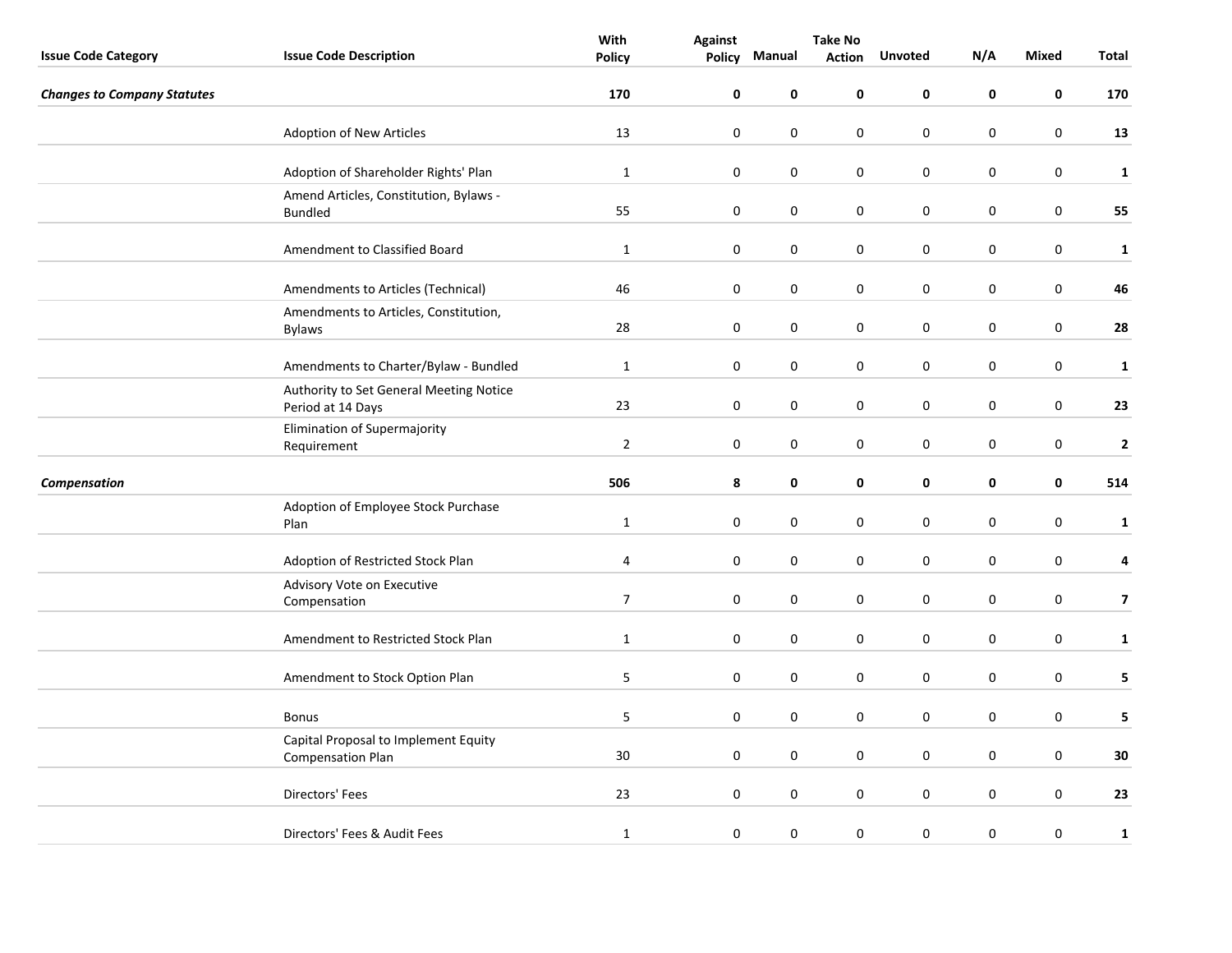| Issue Code Category | Issue Code Description | With Policy | Against Policy | Manual | Take No Action | Unvoted | N/A | Mixed | Total |
|---|---|---|---|---|---|---|---|---|---|
| ***Changes to Company Statutes*** | | **170** | **0** | **0** | **0** | **0** | **0** | **0** | **170** |
| | Adoption of New Articles | 13 | 0 | 0 | 0 | 0 | 0 | 0 | **13** |
| | Adoption of Shareholder Rights' Plan | 1 | 0 | 0 | 0 | 0 | 0 | 0 | **1** |
| | Amend Articles, Constitution, Bylaws - Bundled | 55 | 0 | 0 | 0 | 0 | 0 | 0 | **55** |
| | Amendment to Classified Board | 1 | 0 | 0 | 0 | 0 | 0 | 0 | **1** |
| | Amendments to Articles (Technical) | 46 | 0 | 0 | 0 | 0 | 0 | 0 | **46** |
| | Amendments to Articles, Constitution, Bylaws | 28 | 0 | 0 | 0 | 0 | 0 | 0 | **28** |
| | Amendments to Charter/Bylaw - Bundled | 1 | 0 | 0 | 0 | 0 | 0 | 0 | **1** |
| | Authority to Set General Meeting Notice Period at 14 Days | 23 | 0 | 0 | 0 | 0 | 0 | 0 | **23** |
| | Elimination of Supermajority Requirement | 2 | 0 | 0 | 0 | 0 | 0 | 0 | **2** |
| ***Compensation*** | | **506** | **8** | **0** | **0** | **0** | **0** | **0** | **514** |
| | Adoption of Employee Stock Purchase Plan | 1 | 0 | 0 | 0 | 0 | 0 | 0 | **1** |
| | Adoption of Restricted Stock Plan | 4 | 0 | 0 | 0 | 0 | 0 | 0 | **4** |
| | Advisory Vote on Executive Compensation | 7 | 0 | 0 | 0 | 0 | 0 | 0 | **7** |
| | Amendment to Restricted Stock Plan | 1 | 0 | 0 | 0 | 0 | 0 | 0 | **1** |
| | Amendment to Stock Option Plan | 5 | 0 | 0 | 0 | 0 | 0 | 0 | **5** |
| | Bonus | 5 | 0 | 0 | 0 | 0 | 0 | 0 | **5** |
| | Capital Proposal to Implement Equity Compensation Plan | 30 | 0 | 0 | 0 | 0 | 0 | 0 | **30** |
| | Directors' Fees | 23 | 0 | 0 | 0 | 0 | 0 | 0 | **23** |
| | Directors' Fees & Audit Fees | 1 | 0 | 0 | 0 | 0 | 0 | 0 | **1** |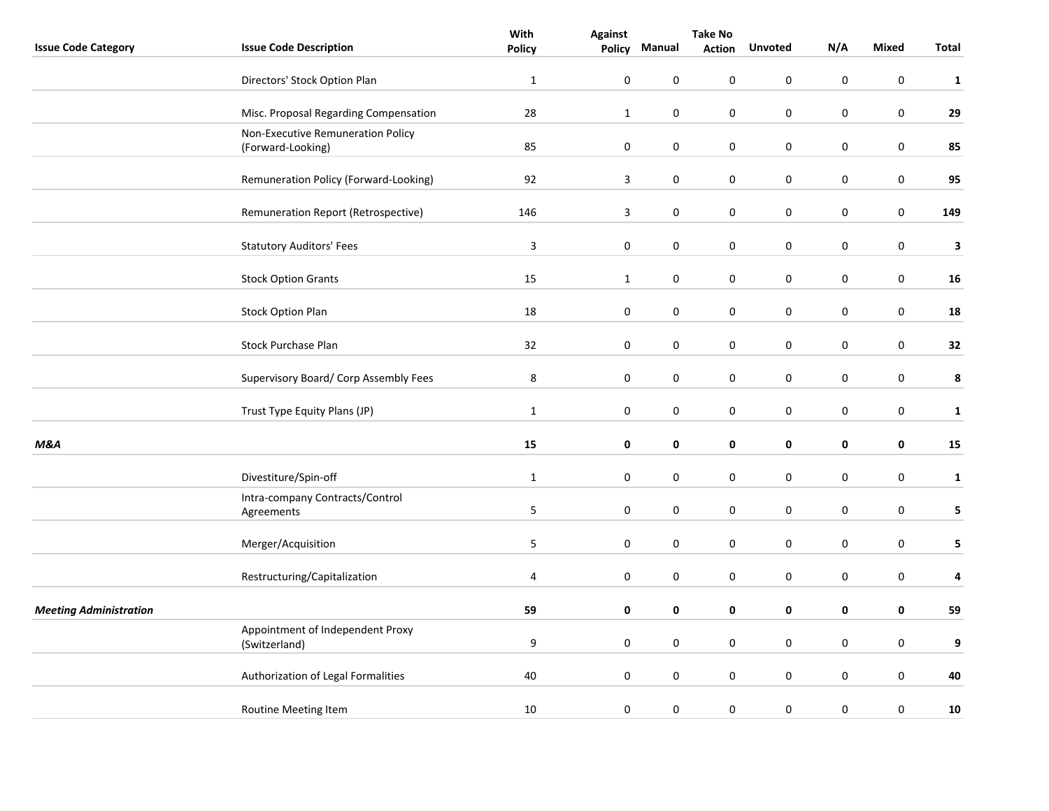| Issue Code Category | Issue Code Description | With Policy | Against Policy | Manual | Take No Action | Unvoted | N/A | Mixed | Total |
|---|---|---|---|---|---|---|---|---|---|
| | Directors' Stock Option Plan | 1 | 0 | 0 | 0 | 0 | 0 | 0 | **1** |
| | Misc. Proposal Regarding Compensation | 28 | 1 | 0 | 0 | 0 | 0 | 0 | **29** |
| | Non-Executive Remuneration Policy (Forward-Looking) | 85 | 0 | 0 | 0 | 0 | 0 | 0 | **85** |
| | Remuneration Policy (Forward-Looking) | 92 | 3 | 0 | 0 | 0 | 0 | 0 | **95** |
| | Remuneration Report (Retrospective) | 146 | 3 | 0 | 0 | 0 | 0 | 0 | **149** |
| | Statutory Auditors' Fees | 3 | 0 | 0 | 0 | 0 | 0 | 0 | **3** |
| | Stock Option Grants | 15 | 1 | 0 | 0 | 0 | 0 | 0 | **16** |
| | Stock Option Plan | 18 | 0 | 0 | 0 | 0 | 0 | 0 | **18** |
| | Stock Purchase Plan | 32 | 0 | 0 | 0 | 0 | 0 | 0 | **32** |
| | Supervisory Board/ Corp Assembly Fees | 8 | 0 | 0 | 0 | 0 | 0 | 0 | **8** |
| | Trust Type Equity Plans (JP) | 1 | 0 | 0 | 0 | 0 | 0 | 0 | **1** |
| ***M&A*** | | **15** | **0** | **0** | **0** | **0** | **0** | **0** | **15** |
| | Divestiture/Spin-off | 1 | 0 | 0 | 0 | 0 | 0 | 0 | **1** |
| | Intra-company Contracts/Control Agreements | 5 | 0 | 0 | 0 | 0 | 0 | 0 | **5** |
| | Merger/Acquisition | 5 | 0 | 0 | 0 | 0 | 0 | 0 | **5** |
| | Restructuring/Capitalization | 4 | 0 | 0 | 0 | 0 | 0 | 0 | **4** |
| ***Meeting Administration*** | | **59** | **0** | **0** | **0** | **0** | **0** | **0** | **59** |
| | Appointment of Independent Proxy (Switzerland) | 9 | 0 | 0 | 0 | 0 | 0 | 0 | **9** |
| | Authorization of Legal Formalities | 40 | 0 | 0 | 0 | 0 | 0 | 0 | **40** |
| | Routine Meeting Item | 10 | 0 | 0 | 0 | 0 | 0 | 0 | **10** |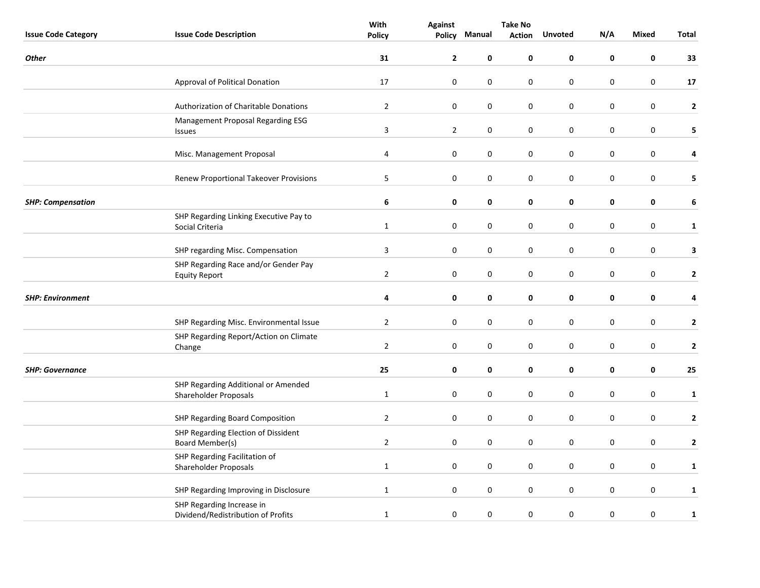| Issue Code Category | Issue Code Description | With Policy | Against Policy | Manual | Take No Action | Unvoted | N/A | Mixed | Total |
|---|---|---|---|---|---|---|---|---|---|
| ***Other*** | | **31** | **2** | **0** | **0** | **0** | **0** | **0** | **33** |
| | Approval of Political Donation | 17 | 0 | 0 | 0 | 0 | 0 | 0 | **17** |
| | Authorization of Charitable Donations | 2 | 0 | 0 | 0 | 0 | 0 | 0 | **2** |
| | Management Proposal Regarding ESG Issues | 3 | 2 | 0 | 0 | 0 | 0 | 0 | **5** |
| | Misc. Management Proposal | 4 | 0 | 0 | 0 | 0 | 0 | 0 | **4** |
| | Renew Proportional Takeover Provisions | 5 | 0 | 0 | 0 | 0 | 0 | 0 | **5** |
| ***SHP: Compensation*** | | **6** | **0** | **0** | **0** | **0** | **0** | **0** | **6** |
| | SHP Regarding Linking Executive Pay to Social Criteria | 1 | 0 | 0 | 0 | 0 | 0 | 0 | **1** |
| | SHP regarding Misc. Compensation | 3 | 0 | 0 | 0 | 0 | 0 | 0 | **3** |
| | SHP Regarding Race and/or Gender Pay Equity Report | 2 | 0 | 0 | 0 | 0 | 0 | 0 | **2** |
| ***SHP: Environment*** | | **4** | **0** | **0** | **0** | **0** | **0** | **0** | **4** |
| | SHP Regarding Misc. Environmental Issue | 2 | 0 | 0 | 0 | 0 | 0 | 0 | **2** |
| | SHP Regarding Report/Action on Climate Change | 2 | 0 | 0 | 0 | 0 | 0 | 0 | **2** |
| ***SHP: Governance*** | | **25** | **0** | **0** | **0** | **0** | **0** | **0** | **25** |
| | SHP Regarding Additional or Amended Shareholder Proposals | 1 | 0 | 0 | 0 | 0 | 0 | 0 | **1** |
| | SHP Regarding Board Composition | 2 | 0 | 0 | 0 | 0 | 0 | 0 | **2** |
| | SHP Regarding Election of Dissident Board Member(s) | 2 | 0 | 0 | 0 | 0 | 0 | 0 | **2** |
| | SHP Regarding Facilitation of Shareholder Proposals | 1 | 0 | 0 | 0 | 0 | 0 | 0 | **1** |
| | SHP Regarding Improving in Disclosure | 1 | 0 | 0 | 0 | 0 | 0 | 0 | **1** |
| | SHP Regarding Increase in Dividend/Redistribution of Profits | 1 | 0 | 0 | 0 | 0 | 0 | 0 | **1** |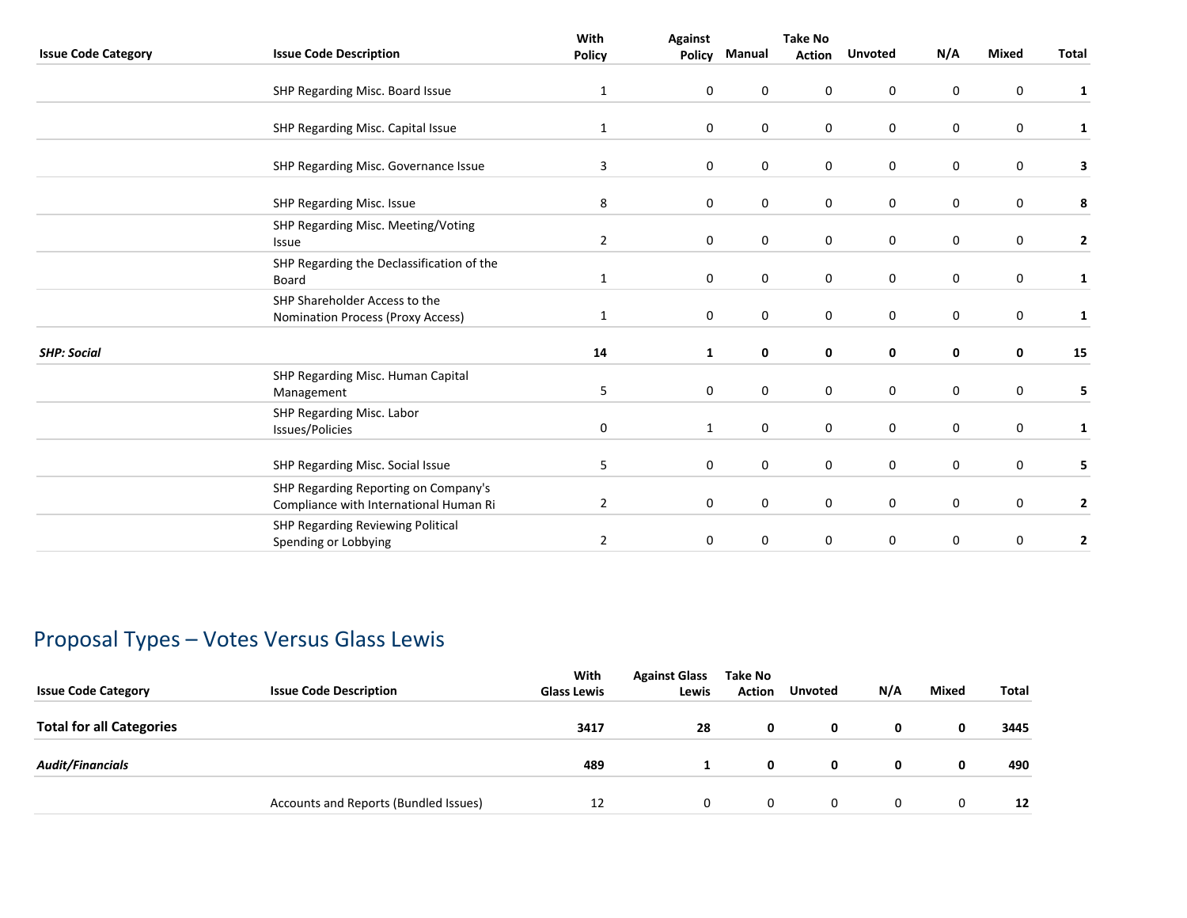| Issue Code Category | Issue Code Description | With Policy | Against Policy | Manual | Take No Action | Unvoted | N/A | Mixed | Total |
|---|---|---|---|---|---|---|---|---|---|
| | SHP Regarding Misc. Board Issue | 1 | 0 | 0 | 0 | 0 | 0 | 0 | **1** |
| | SHP Regarding Misc. Capital Issue | 1 | 0 | 0 | 0 | 0 | 0 | 0 | **1** |
| | SHP Regarding Misc. Governance Issue | 3 | 0 | 0 | 0 | 0 | 0 | 0 | **3** |
| | SHP Regarding Misc. Issue | 8 | 0 | 0 | 0 | 0 | 0 | 0 | **8** |
| | SHP Regarding Misc. Meeting/Voting Issue | 2 | 0 | 0 | 0 | 0 | 0 | 0 | **2** |
| | SHP Regarding the Declassification of the Board | 1 | 0 | 0 | 0 | 0 | 0 | 0 | **1** |
| | SHP Shareholder Access to the Nomination Process (Proxy Access) | 1 | 0 | 0 | 0 | 0 | 0 | 0 | **1** |
| ***SHP: Social*** | | **14** | **1** | **0** | **0** | **0** | **0** | **0** | **15** |
| | SHP Regarding Misc. Human Capital Management | 5 | 0 | 0 | 0 | 0 | 0 | 0 | **5** |
| | SHP Regarding Misc. Labor Issues/Policies | 0 | 1 | 0 | 0 | 0 | 0 | 0 | **1** |
| | SHP Regarding Misc. Social Issue | 5 | 0 | 0 | 0 | 0 | 0 | 0 | **5** |
| | SHP Regarding Reporting on Company's Compliance with International Human Ri | 2 | 0 | 0 | 0 | 0 | 0 | 0 | **2** |
| | SHP Regarding Reviewing Political Spending or Lobbying | 2 | 0 | 0 | 0 | 0 | 0 | 0 | **2** |

## Proposal Types – Votes Versus Glass Lewis

| Issue Code Category | Issue Code Description | With Glass Lewis | Against Glass Lewis | Take No Action | Unvoted | N/A | Mixed | Total |
|---|---|---|---|---|---|---|---|---|
| **Total for all Categories** | | **3417** | **28** | **0** | **0** | **0** | **0** | **3445** |
| ***Audit/Financials*** | | **489** | **1** | **0** | **0** | **0** | **0** | **490** |
| | Accounts and Reports (Bundled Issues) | 12 | 0 | 0 | 0 | 0 | 0 | **12** |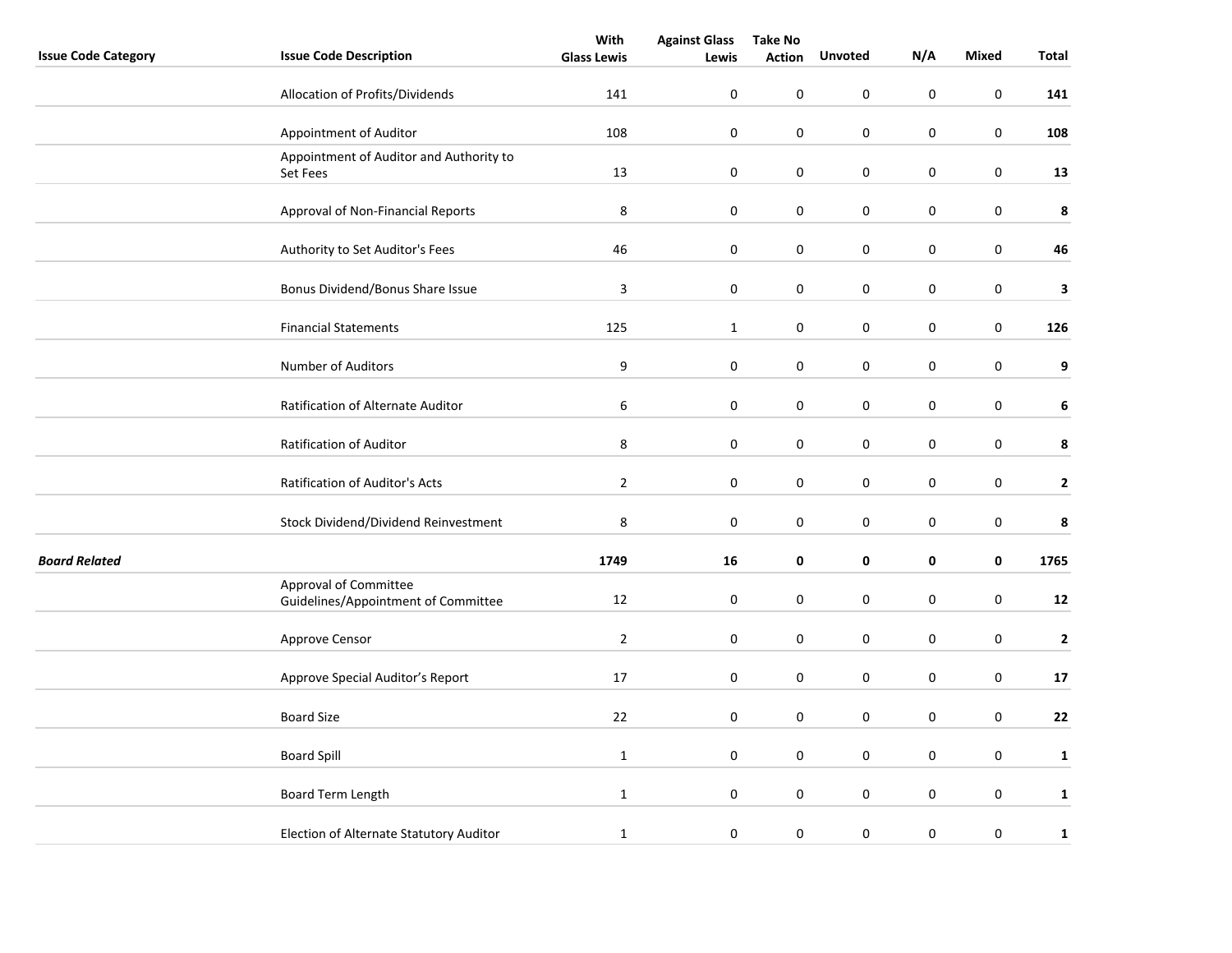| Issue Code Category | Issue Code Description | With Glass Lewis | Against Glass Lewis | Take No Action | Unvoted | N/A | Mixed | Total |
|---|---|---|---|---|---|---|---|---|
| | Allocation of Profits/Dividends | 141 | 0 | 0 | 0 | 0 | 0 | **141** |
| | Appointment of Auditor | 108 | 0 | 0 | 0 | 0 | 0 | **108** |
| | Appointment of Auditor and Authority to Set Fees | 13 | 0 | 0 | 0 | 0 | 0 | **13** |
| | Approval of Non-Financial Reports | 8 | 0 | 0 | 0 | 0 | 0 | **8** |
| | Authority to Set Auditor's Fees | 46 | 0 | 0 | 0 | 0 | 0 | **46** |
| | Bonus Dividend/Bonus Share Issue | 3 | 0 | 0 | 0 | 0 | 0 | **3** |
| | Financial Statements | 125 | 1 | 0 | 0 | 0 | 0 | **126** |
| | Number of Auditors | 9 | 0 | 0 | 0 | 0 | 0 | **9** |
| | Ratification of Alternate Auditor | 6 | 0 | 0 | 0 | 0 | 0 | **6** |
| | Ratification of Auditor | 8 | 0 | 0 | 0 | 0 | 0 | **8** |
| | Ratification of Auditor's Acts | 2 | 0 | 0 | 0 | 0 | 0 | **2** |
| | Stock Dividend/Dividend Reinvestment | 8 | 0 | 0 | 0 | 0 | 0 | **8** |
| ***Board Related*** | | **1749** | **16** | **0** | **0** | **0** | **0** | **1765** |
| | Approval of Committee Guidelines/Appointment of Committee | 12 | 0 | 0 | 0 | 0 | 0 | **12** |
| | Approve Censor | 2 | 0 | 0 | 0 | 0 | 0 | **2** |
| | Approve Special Auditor's Report | 17 | 0 | 0 | 0 | 0 | 0 | **17** |
| | Board Size | 22 | 0 | 0 | 0 | 0 | 0 | **22** |
| | Board Spill | 1 | 0 | 0 | 0 | 0 | 0 | **1** |
| | Board Term Length | 1 | 0 | 0 | 0 | 0 | 0 | **1** |
| | Election of Alternate Statutory Auditor | 1 | 0 | 0 | 0 | 0 | 0 | **1** |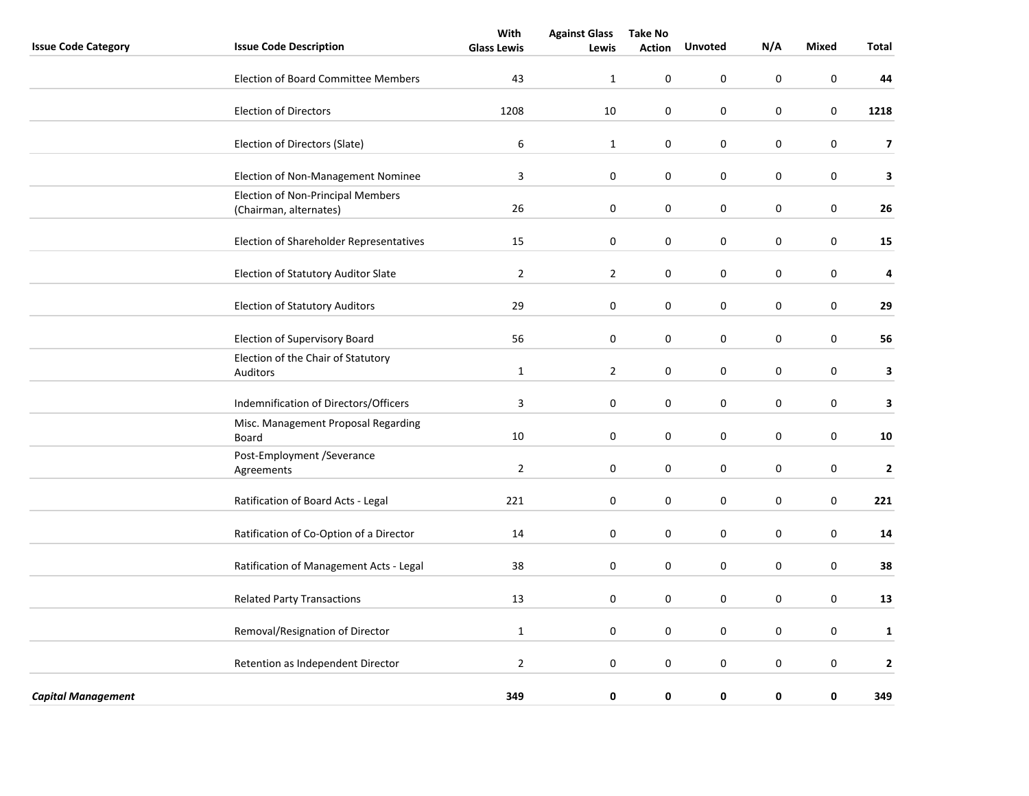| Issue Code Category | Issue Code Description | With Glass Lewis | Against Glass Lewis | Take No Action | Unvoted | N/A | Mixed | Total |
|---|---|---|---|---|---|---|---|---|
| | Election of Board Committee Members | 43 | 1 | 0 | 0 | 0 | 0 | **44** |
| | Election of Directors | 1208 | 10 | 0 | 0 | 0 | 0 | **1218** |
| | Election of Directors (Slate) | 6 | 1 | 0 | 0 | 0 | 0 | **7** |
| | Election of Non-Management Nominee | 3 | 0 | 0 | 0 | 0 | 0 | **3** |
| | Election of Non-Principal Members (Chairman, alternates) | 26 | 0 | 0 | 0 | 0 | 0 | **26** |
| | Election of Shareholder Representatives | 15 | 0 | 0 | 0 | 0 | 0 | **15** |
| | Election of Statutory Auditor Slate | 2 | 2 | 0 | 0 | 0 | 0 | **4** |
| | Election of Statutory Auditors | 29 | 0 | 0 | 0 | 0 | 0 | **29** |
| | Election of Supervisory Board | 56 | 0 | 0 | 0 | 0 | 0 | **56** |
| | Election of the Chair of Statutory Auditors | 1 | 2 | 0 | 0 | 0 | 0 | **3** |
| | Indemnification of Directors/Officers | 3 | 0 | 0 | 0 | 0 | 0 | **3** |
| | Misc. Management Proposal Regarding Board | 10 | 0 | 0 | 0 | 0 | 0 | **10** |
| | Post-Employment /Severance Agreements | 2 | 0 | 0 | 0 | 0 | 0 | **2** |
| | Ratification of Board Acts - Legal | 221 | 0 | 0 | 0 | 0 | 0 | **221** |
| | Ratification of Co-Option of a Director | 14 | 0 | 0 | 0 | 0 | 0 | **14** |
| | Ratification of Management Acts - Legal | 38 | 0 | 0 | 0 | 0 | 0 | **38** |
| | Related Party Transactions | 13 | 0 | 0 | 0 | 0 | 0 | **13** |
| | Removal/Resignation of Director | 1 | 0 | 0 | 0 | 0 | 0 | **1** |
| | Retention as Independent Director | 2 | 0 | 0 | 0 | 0 | 0 | **2** |
| ***Capital Management*** | | **349** | **0** | **0** | **0** | **0** | **0** | **349** |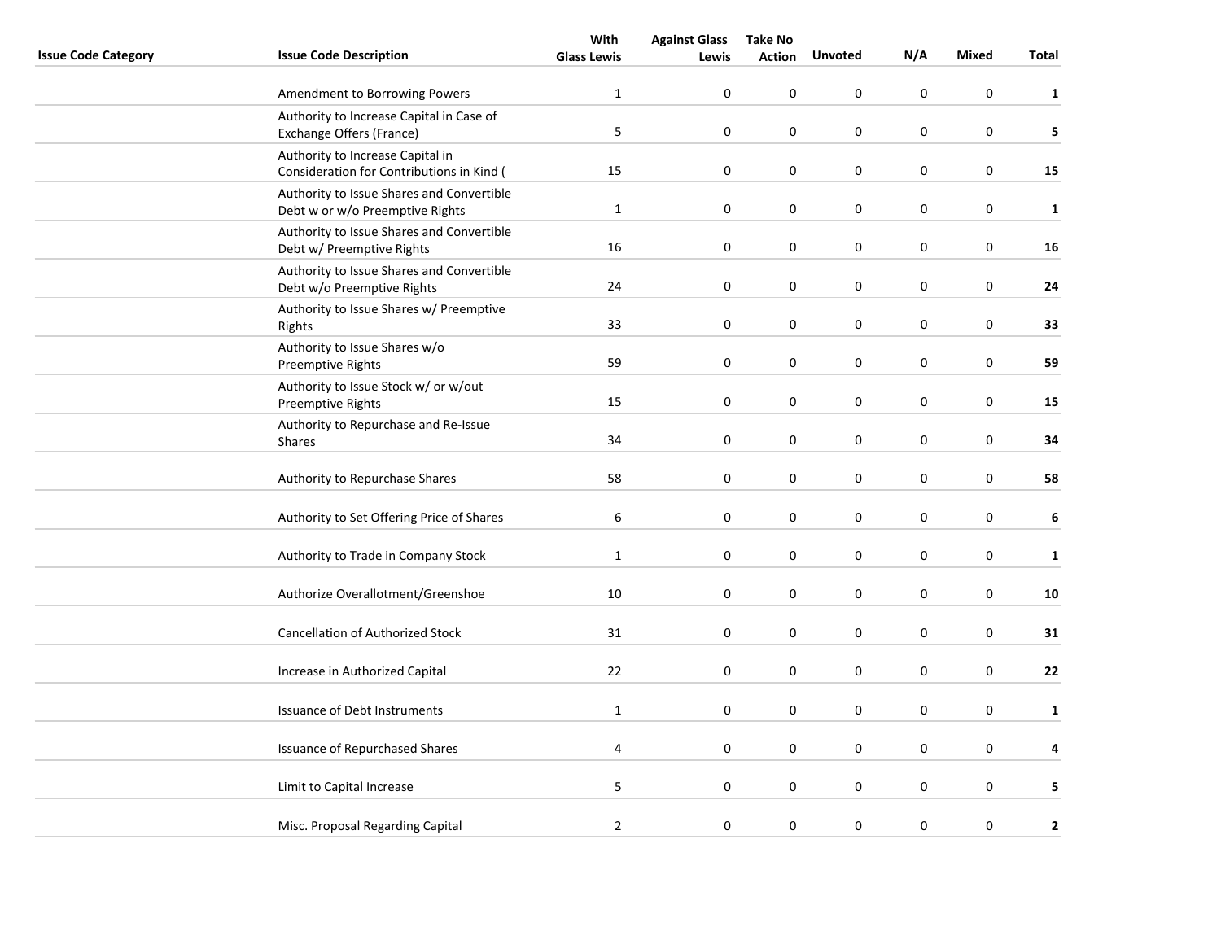| Issue Code Category | Issue Code Description | With Glass Lewis | Against Glass Lewis | Take No Action | Unvoted | N/A | Mixed | Total |
|---|---|---|---|---|---|---|---|---|
| | Amendment to Borrowing Powers | 1 | 0 | 0 | 0 | 0 | 0 | **1** |
| | Authority to Increase Capital in Case of Exchange Offers (France) | 5 | 0 | 0 | 0 | 0 | 0 | **5** |
| | Authority to Increase Capital in Consideration for Contributions in Kind ( | 15 | 0 | 0 | 0 | 0 | 0 | **15** |
| | Authority to Issue Shares and Convertible Debt w or w/o Preemptive Rights | 1 | 0 | 0 | 0 | 0 | 0 | **1** |
| | Authority to Issue Shares and Convertible Debt w/ Preemptive Rights | 16 | 0 | 0 | 0 | 0 | 0 | **16** |
| | Authority to Issue Shares and Convertible Debt w/o Preemptive Rights | 24 | 0 | 0 | 0 | 0 | 0 | **24** |
| | Authority to Issue Shares w/ Preemptive Rights | 33 | 0 | 0 | 0 | 0 | 0 | **33** |
| | Authority to Issue Shares w/o Preemptive Rights | 59 | 0 | 0 | 0 | 0 | 0 | **59** |
| | Authority to Issue Stock w/ or w/out Preemptive Rights | 15 | 0 | 0 | 0 | 0 | 0 | **15** |
| | Authority to Repurchase and Re-Issue Shares | 34 | 0 | 0 | 0 | 0 | 0 | **34** |
| | Authority to Repurchase Shares | 58 | 0 | 0 | 0 | 0 | 0 | **58** |
| | Authority to Set Offering Price of Shares | 6 | 0 | 0 | 0 | 0 | 0 | **6** |
| | Authority to Trade in Company Stock | 1 | 0 | 0 | 0 | 0 | 0 | **1** |
| | Authorize Overallotment/Greenshoe | 10 | 0 | 0 | 0 | 0 | 0 | **10** |
| | Cancellation of Authorized Stock | 31 | 0 | 0 | 0 | 0 | 0 | **31** |
| | Increase in Authorized Capital | 22 | 0 | 0 | 0 | 0 | 0 | **22** |
| | Issuance of Debt Instruments | 1 | 0 | 0 | 0 | 0 | 0 | **1** |
| | Issuance of Repurchased Shares | 4 | 0 | 0 | 0 | 0 | 0 | **4** |
| | Limit to Capital Increase | 5 | 0 | 0 | 0 | 0 | 0 | **5** |
| | Misc. Proposal Regarding Capital | 2 | 0 | 0 | 0 | 0 | 0 | **2** |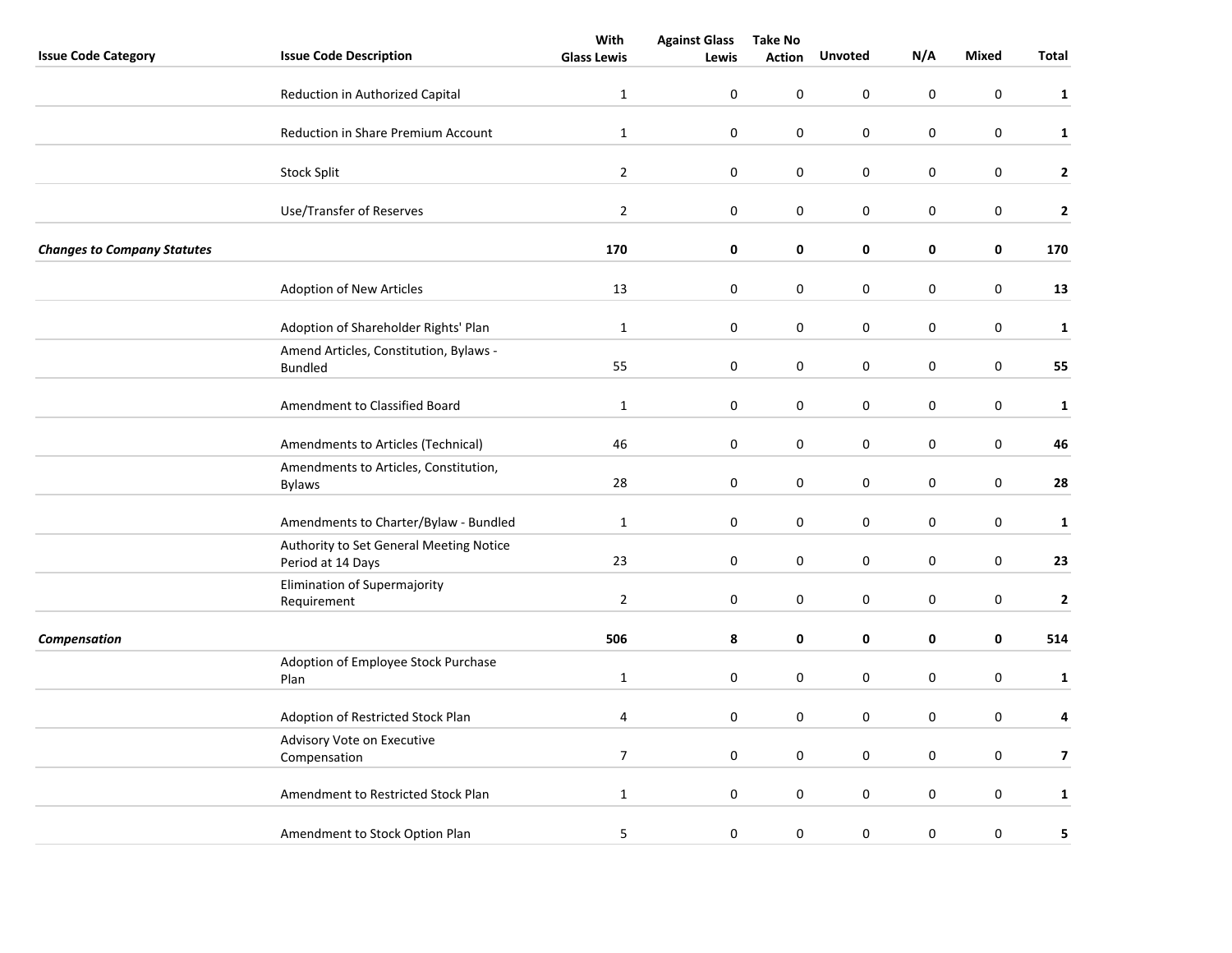| Issue Code Category | Issue Code Description | With Glass Lewis | Against Glass Lewis | Take No Action | Unvoted | N/A | Mixed | Total |
|---|---|---|---|---|---|---|---|---|
| | Reduction in Authorized Capital | 1 | 0 | 0 | 0 | 0 | 0 | **1** |
| | Reduction in Share Premium Account | 1 | 0 | 0 | 0 | 0 | 0 | **1** |
| | Stock Split | 2 | 0 | 0 | 0 | 0 | 0 | **2** |
| | Use/Transfer of Reserves | 2 | 0 | 0 | 0 | 0 | 0 | **2** |
| ***Changes to Company Statutes*** | | **170** | **0** | **0** | **0** | **0** | **0** | **170** |
| | Adoption of New Articles | 13 | 0 | 0 | 0 | 0 | 0 | **13** |
| | Adoption of Shareholder Rights' Plan | 1 | 0 | 0 | 0 | 0 | 0 | **1** |
| | Amend Articles, Constitution, Bylaws - Bundled | 55 | 0 | 0 | 0 | 0 | 0 | **55** |
| | Amendment to Classified Board | 1 | 0 | 0 | 0 | 0 | 0 | **1** |
| | Amendments to Articles (Technical) | 46 | 0 | 0 | 0 | 0 | 0 | **46** |
| | Amendments to Articles, Constitution, Bylaws | 28 | 0 | 0 | 0 | 0 | 0 | **28** |
| | Amendments to Charter/Bylaw - Bundled | 1 | 0 | 0 | 0 | 0 | 0 | **1** |
| | Authority to Set General Meeting Notice Period at 14 Days | 23 | 0 | 0 | 0 | 0 | 0 | **23** |
| | Elimination of Supermajority Requirement | 2 | 0 | 0 | 0 | 0 | 0 | **2** |
| ***Compensation*** | | **506** | **8** | **0** | **0** | **0** | **0** | **514** |
| | Adoption of Employee Stock Purchase Plan | 1 | 0 | 0 | 0 | 0 | 0 | **1** |
| | Adoption of Restricted Stock Plan | 4 | 0 | 0 | 0 | 0 | 0 | **4** |
| | Advisory Vote on Executive Compensation | 7 | 0 | 0 | 0 | 0 | 0 | **7** |
| | Amendment to Restricted Stock Plan | 1 | 0 | 0 | 0 | 0 | 0 | **1** |
| | Amendment to Stock Option Plan | 5 | 0 | 0 | 0 | 0 | 0 | **5** |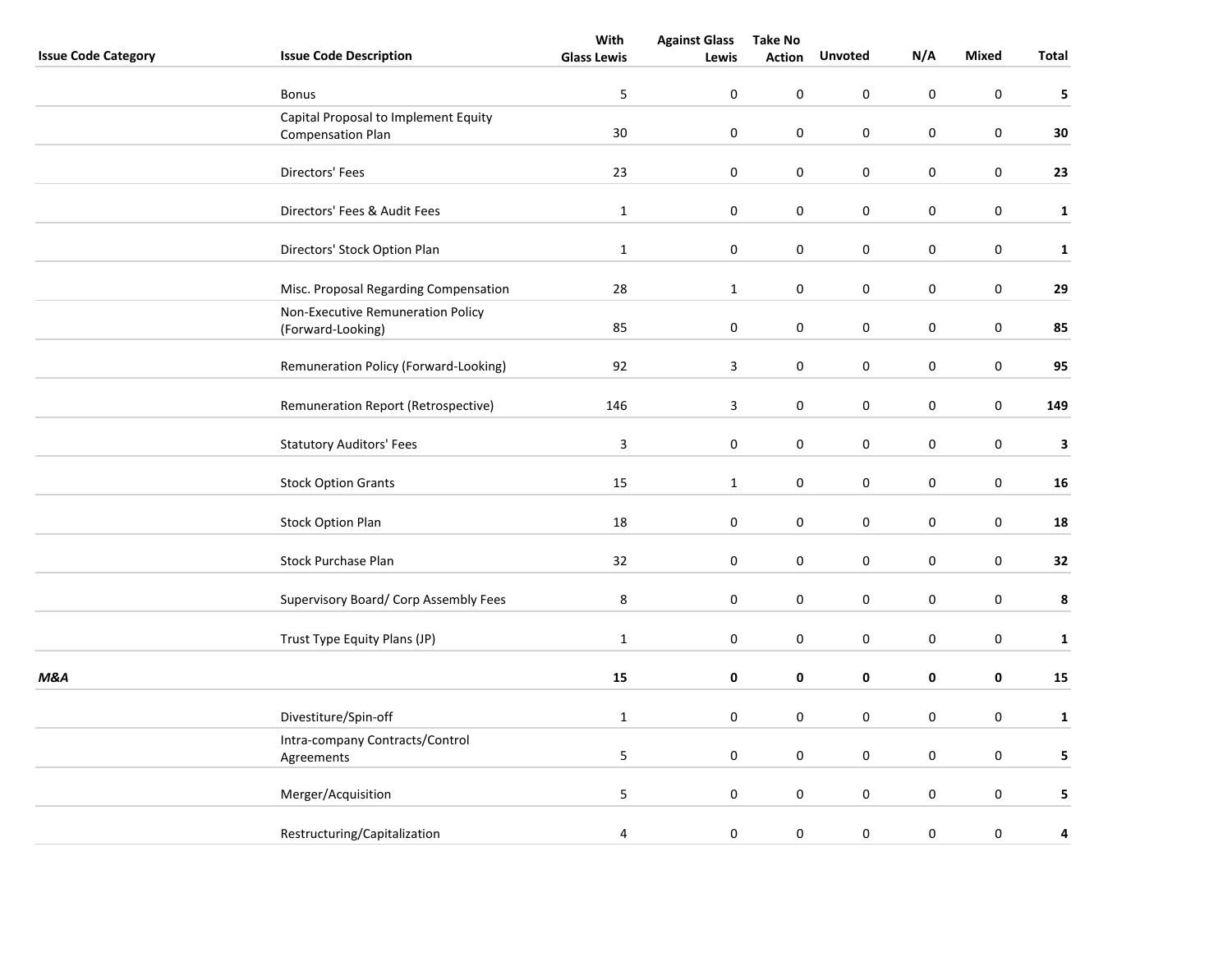| Issue Code Category | Issue Code Description | With Glass Lewis | Against Glass Lewis | Take No Action | Unvoted | N/A | Mixed | Total |
|---|---|---|---|---|---|---|---|---|
| | Bonus | 5 | 0 | 0 | 0 | 0 | 0 | **5** |
| | Capital Proposal to Implement Equity Compensation Plan | 30 | 0 | 0 | 0 | 0 | 0 | **30** |
| | Directors' Fees | 23 | 0 | 0 | 0 | 0 | 0 | **23** |
| | Directors' Fees & Audit Fees | 1 | 0 | 0 | 0 | 0 | 0 | **1** |
| | Directors' Stock Option Plan | 1 | 0 | 0 | 0 | 0 | 0 | **1** |
| | Misc. Proposal Regarding Compensation | 28 | 1 | 0 | 0 | 0 | 0 | **29** |
| | Non-Executive Remuneration Policy (Forward-Looking) | 85 | 0 | 0 | 0 | 0 | 0 | **85** |
| | Remuneration Policy (Forward-Looking) | 92 | 3 | 0 | 0 | 0 | 0 | **95** |
| | Remuneration Report (Retrospective) | 146 | 3 | 0 | 0 | 0 | 0 | **149** |
| | Statutory Auditors' Fees | 3 | 0 | 0 | 0 | 0 | 0 | **3** |
| | Stock Option Grants | 15 | 1 | 0 | 0 | 0 | 0 | **16** |
| | Stock Option Plan | 18 | 0 | 0 | 0 | 0 | 0 | **18** |
| | Stock Purchase Plan | 32 | 0 | 0 | 0 | 0 | 0 | **32** |
| | Supervisory Board/ Corp Assembly Fees | 8 | 0 | 0 | 0 | 0 | 0 | **8** |
| | Trust Type Equity Plans (JP) | 1 | 0 | 0 | 0 | 0 | 0 | **1** |
| ***M&A*** | | **15** | **0** | **0** | **0** | **0** | **0** | **15** |
| | Divestiture/Spin-off | 1 | 0 | 0 | 0 | 0 | 0 | **1** |
| | Intra-company Contracts/Control Agreements | 5 | 0 | 0 | 0 | 0 | 0 | **5** |
| | Merger/Acquisition | 5 | 0 | 0 | 0 | 0 | 0 | **5** |
| | Restructuring/Capitalization | 4 | 0 | 0 | 0 | 0 | 0 | **4** |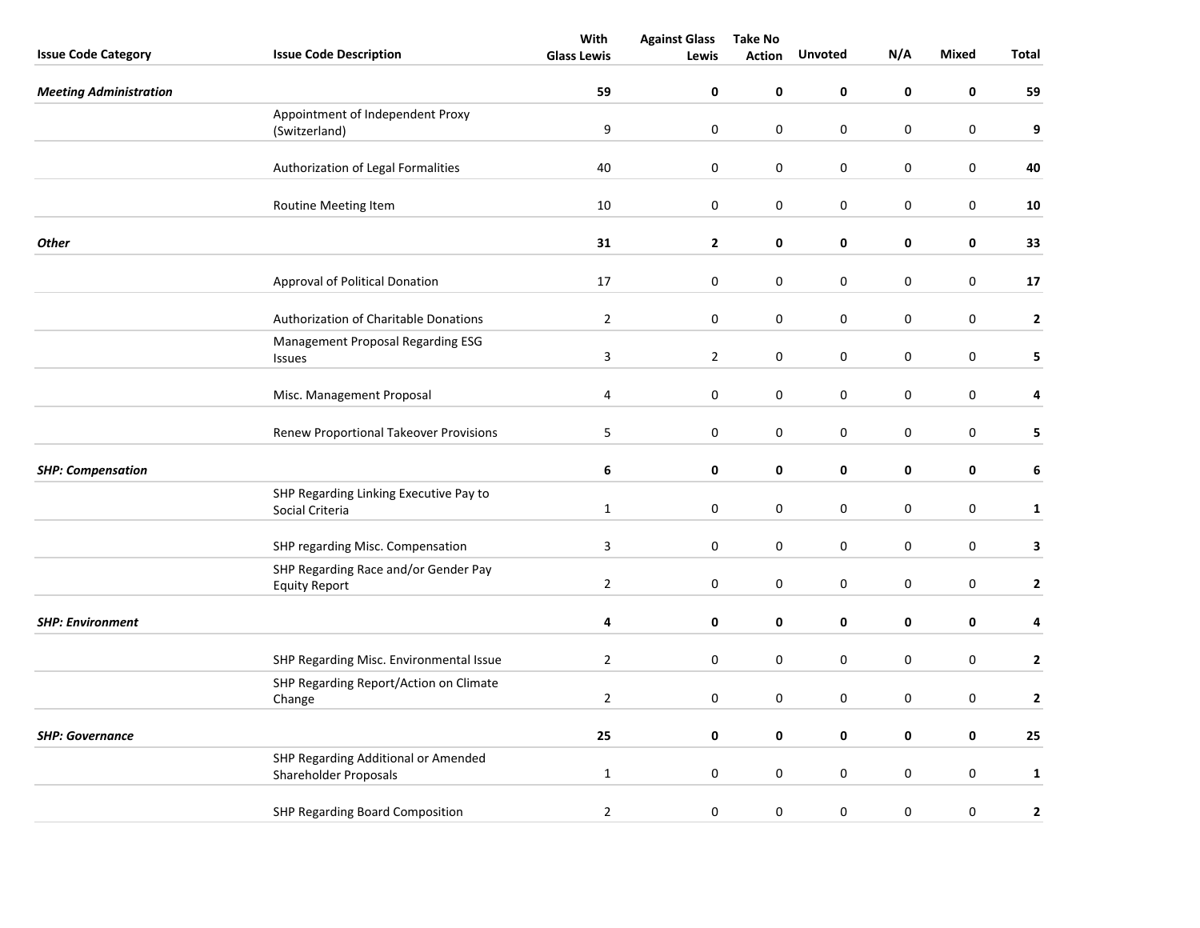| Issue Code Category | Issue Code Description | With Glass Lewis | Against Glass Lewis | Take No Action | Unvoted | N/A | Mixed | Total |
|---|---|---|---|---|---|---|---|---|
| ***Meeting Administration*** | | **59** | **0** | **0** | **0** | **0** | **0** | **59** |
| | Appointment of Independent Proxy (Switzerland) | 9 | 0 | 0 | 0 | 0 | 0 | **9** |
| | Authorization of Legal Formalities | 40 | 0 | 0 | 0 | 0 | 0 | **40** |
| | Routine Meeting Item | 10 | 0 | 0 | 0 | 0 | 0 | **10** |
| ***Other*** | | **31** | **2** | **0** | **0** | **0** | **0** | **33** |
| | Approval of Political Donation | 17 | 0 | 0 | 0 | 0 | 0 | **17** |
| | Authorization of Charitable Donations | 2 | 0 | 0 | 0 | 0 | 0 | **2** |
| | Management Proposal Regarding ESG Issues | 3 | 2 | 0 | 0 | 0 | 0 | **5** |
| | Misc. Management Proposal | 4 | 0 | 0 | 0 | 0 | 0 | **4** |
| | Renew Proportional Takeover Provisions | 5 | 0 | 0 | 0 | 0 | 0 | **5** |
| ***SHP: Compensation*** | | **6** | **0** | **0** | **0** | **0** | **0** | **6** |
| | SHP Regarding Linking Executive Pay to Social Criteria | 1 | 0 | 0 | 0 | 0 | 0 | **1** |
| | SHP regarding Misc. Compensation | 3 | 0 | 0 | 0 | 0 | 0 | **3** |
| | SHP Regarding Race and/or Gender Pay Equity Report | 2 | 0 | 0 | 0 | 0 | 0 | **2** |
| ***SHP: Environment*** | | **4** | **0** | **0** | **0** | **0** | **0** | **4** |
| | SHP Regarding Misc. Environmental Issue | 2 | 0 | 0 | 0 | 0 | 0 | **2** |
| | SHP Regarding Report/Action on Climate Change | 2 | 0 | 0 | 0 | 0 | 0 | **2** |
| ***SHP: Governance*** | | **25** | **0** | **0** | **0** | **0** | **0** | **25** |
| | SHP Regarding Additional or Amended Shareholder Proposals | 1 | 0 | 0 | 0 | 0 | 0 | **1** |
| | SHP Regarding Board Composition | 2 | 0 | 0 | 0 | 0 | 0 | **2** |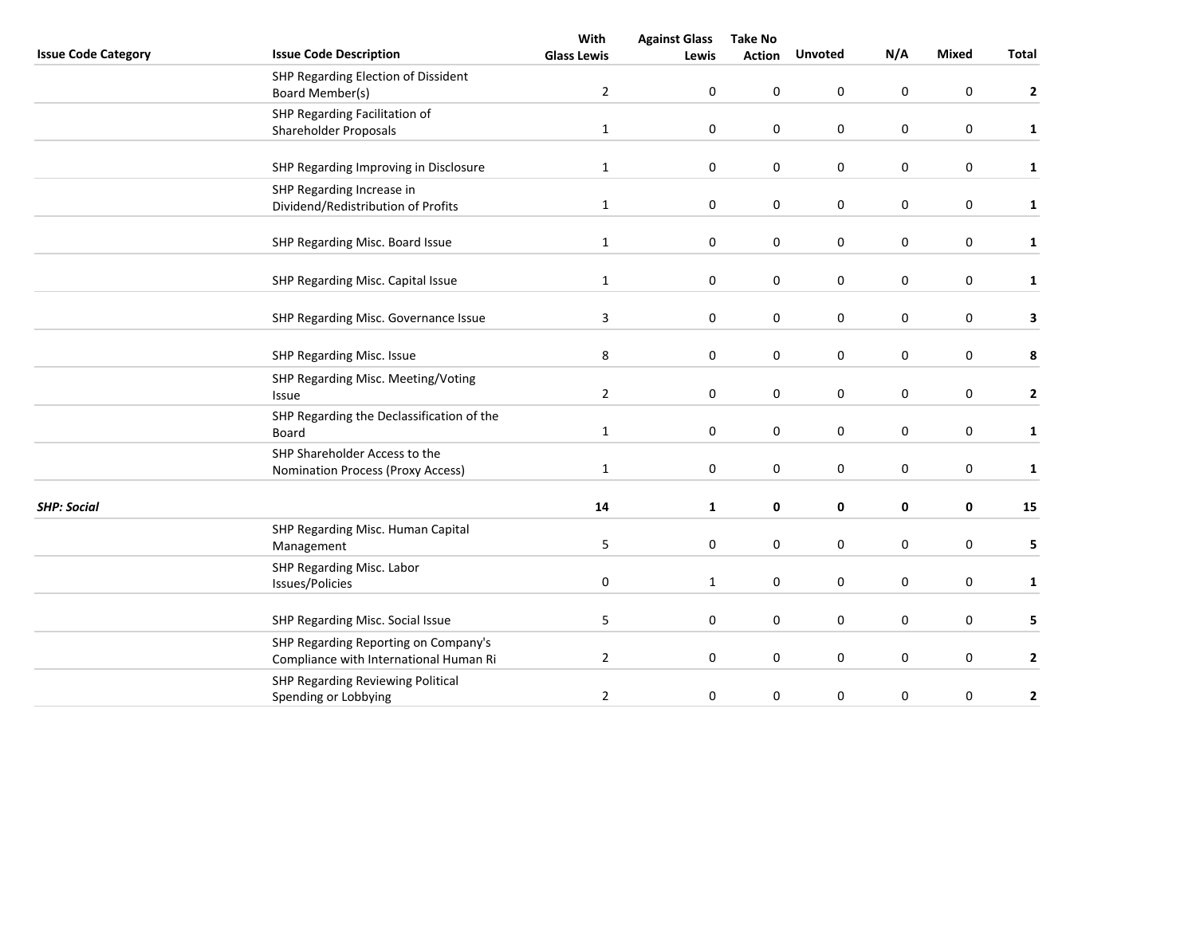| Issue Code Category | Issue Code Description | With Glass Lewis | Against Glass Lewis | Take No Action | Unvoted | N/A | Mixed | Total |
|---|---|---|---|---|---|---|---|---|
| | SHP Regarding Election of Dissident Board Member(s) | 2 | 0 | 0 | 0 | 0 | 0 | **2** |
| | SHP Regarding Facilitation of Shareholder Proposals | 1 | 0 | 0 | 0 | 0 | 0 | **1** |
| | SHP Regarding Improving in Disclosure | 1 | 0 | 0 | 0 | 0 | 0 | **1** |
| | SHP Regarding Increase in Dividend/Redistribution of Profits | 1 | 0 | 0 | 0 | 0 | 0 | **1** |
| | SHP Regarding Misc. Board Issue | 1 | 0 | 0 | 0 | 0 | 0 | **1** |
| | SHP Regarding Misc. Capital Issue | 1 | 0 | 0 | 0 | 0 | 0 | **1** |
| | SHP Regarding Misc. Governance Issue | 3 | 0 | 0 | 0 | 0 | 0 | **3** |
| | SHP Regarding Misc. Issue | 8 | 0 | 0 | 0 | 0 | 0 | **8** |
| | SHP Regarding Misc. Meeting/Voting Issue | 2 | 0 | 0 | 0 | 0 | 0 | **2** |
| | SHP Regarding the Declassification of the Board | 1 | 0 | 0 | 0 | 0 | 0 | **1** |
| | SHP Shareholder Access to the Nomination Process (Proxy Access) | 1 | 0 | 0 | 0 | 0 | 0 | **1** |
| ***SHP: Social*** | | **14** | **1** | **0** | **0** | **0** | **0** | **15** |
| | SHP Regarding Misc. Human Capital Management | 5 | 0 | 0 | 0 | 0 | 0 | **5** |
| | SHP Regarding Misc. Labor Issues/Policies | 0 | 1 | 0 | 0 | 0 | 0 | **1** |
| | SHP Regarding Misc. Social Issue | 5 | 0 | 0 | 0 | 0 | 0 | **5** |
| | SHP Regarding Reporting on Company's Compliance with International Human Ri | 2 | 0 | 0 | 0 | 0 | 0 | **2** |
| | SHP Regarding Reviewing Political Spending or Lobbying | 2 | 0 | 0 | 0 | 0 | 0 | **2** |